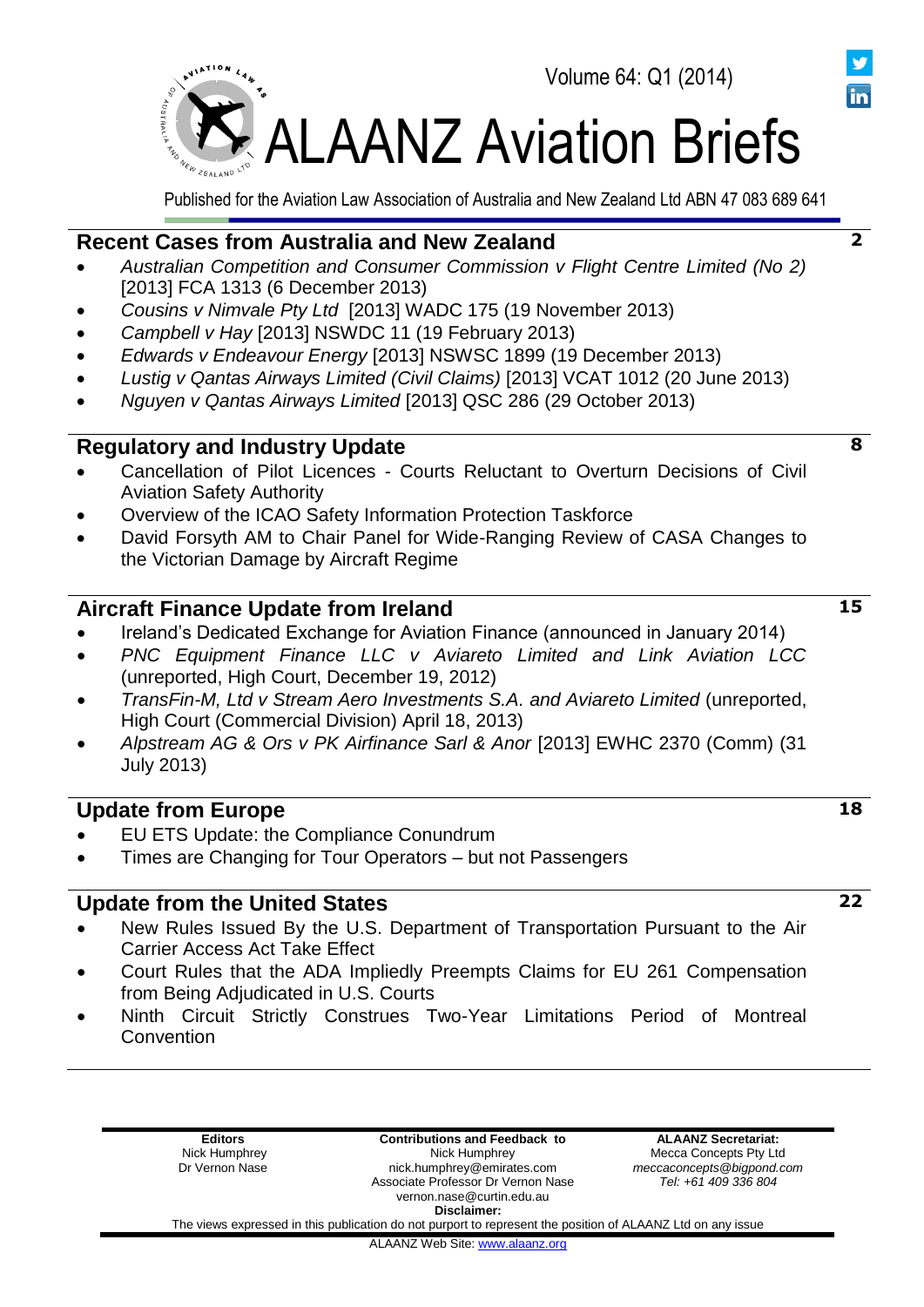# ALAANZ Aviation Briefs

Volume 64: Q1 (2014)

Published for the Aviation Law Association of Australia and New Zealand Ltd ABN 47 083 689 641

## Recent Cases from Australia and New Zealand — 2

- *Australian Competition and Consumer Commission v Flight Centre Limited (No 2)* [2013] FCA 1313 (6 December 2013)
- *Cousins v Nimvale Pty Ltd* [2013] WADC 175 (19 November 2013)
- *Campbell v Hay* [2013] NSWDC 11 (19 February 2013)
- *Edwards v Endeavour Energy* [2013] NSWSC 1899 (19 December 2013)
- *Lustig v Qantas Airways Limited (Civil Claims)* [2013] VCAT 1012 (20 June 2013)
- *Nguyen v Qantas Airways Limited* [2013] QSC 286 (29 October 2013)

## Regulatory and Industry Update — 8

- Cancellation of Pilot Licences - Courts Reluctant to Overturn Decisions of Civil Aviation Safety Authority
- Overview of the ICAO Safety Information Protection Taskforce
- David Forsyth AM to Chair Panel for Wide-Ranging Review of CASA Changes to the Victorian Damage by Aircraft Regime

## Aircraft Finance Update from Ireland — 15

- Ireland's Dedicated Exchange for Aviation Finance (announced in January 2014)
- *PNC Equipment Finance LLC v Aviareto Limited and Link Aviation LCC* (unreported, High Court, December 19, 2012)
- *TransFin-M, Ltd v Stream Aero Investments S.A. and Aviareto Limited* (unreported, High Court (Commercial Division) April 18, 2013)
- *Alpstream AG & Ors v PK Airfinance Sarl & Anor* [2013] EWHC 2370 (Comm) (31 July 2013)

## Update from Europe — 18

- EU ETS Update: the Compliance Conundrum
- Times are Changing for Tour Operators – but not Passengers

## Update from the United States — 22

- New Rules Issued By the U.S. Department of Transportation Pursuant to the Air Carrier Access Act Take Effect
- Court Rules that the ADA Impliedly Preempts Claims for EU 261 Compensation from Being Adjudicated in U.S. Courts
- Ninth Circuit Strictly Construes Two-Year Limitations Period of Montreal Convention

---

**Editors**
Nick Humphrey
Dr Vernon Nase

**Contributions and Feedback to**
Nick Humphrey
nick.humphrey@emirates.com
Associate Professor Dr Vernon Nase
vernon.nase@curtin.edu.au

**ALAANZ Secretariat:**
Mecca Concepts Pty Ltd
*meccaconcepts@bigpond.com*
*Tel: +61 409 336 804*

**Disclaimer:**
The views expressed in this publication do not purport to represent the position of ALAANZ Ltd on any issue

ALAANZ Web Site: www.alaanz.org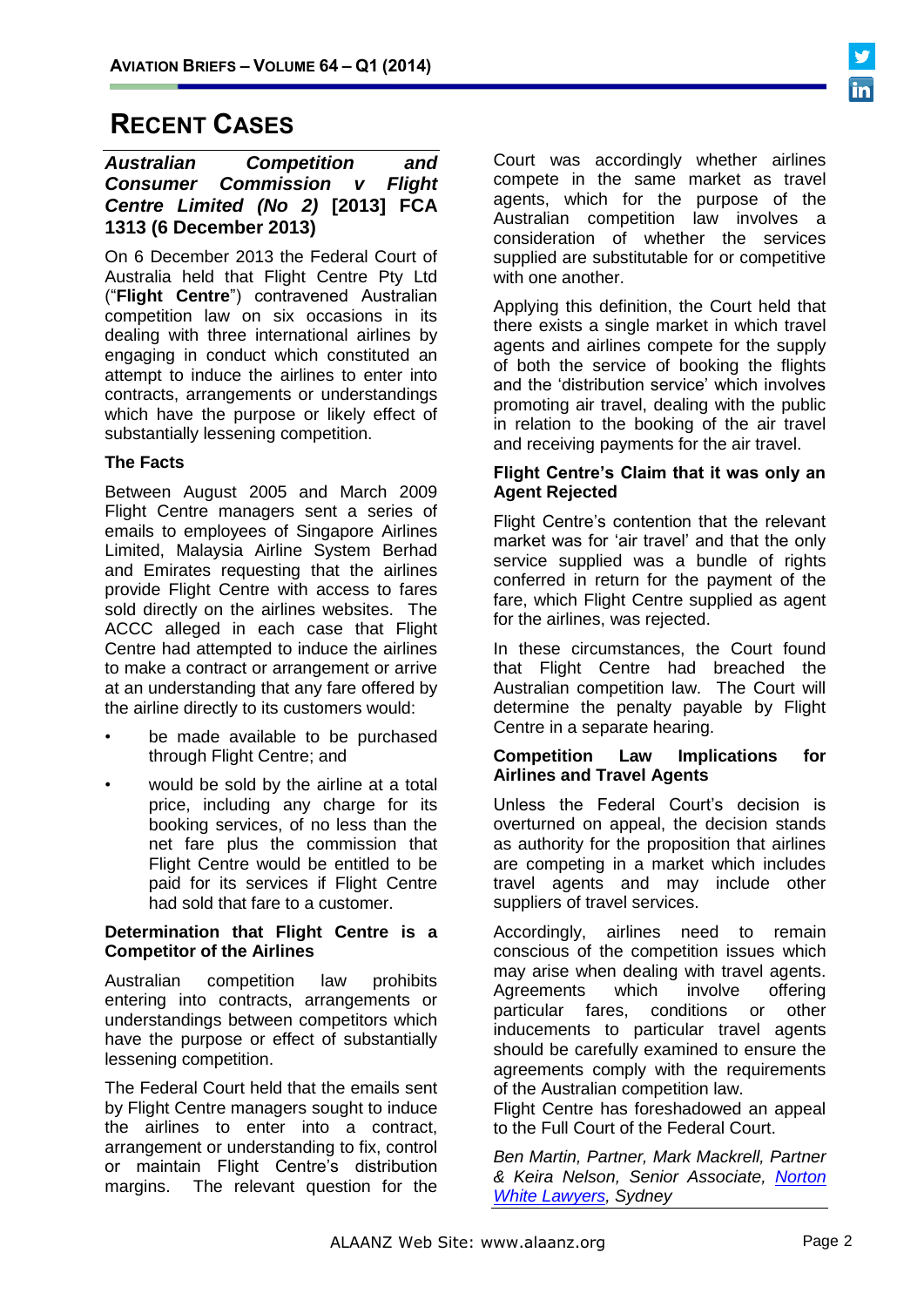# RECENT CASES

## *Australian Competition and Consumer Commission v Flight Centre Limited (No 2)* [2013] FCA 1313 (6 December 2013)

On 6 December 2013 the Federal Court of Australia held that Flight Centre Pty Ltd ("**Flight Centre**") contravened Australian competition law on six occasions in its dealing with three international airlines by engaging in conduct which constituted an attempt to induce the airlines to enter into contracts, arrangements or understandings which have the purpose or likely effect of substantially lessening competition.

### The Facts

Between August 2005 and March 2009 Flight Centre managers sent a series of emails to employees of Singapore Airlines Limited, Malaysia Airline System Berhad and Emirates requesting that the airlines provide Flight Centre with access to fares sold directly on the airlines websites. The ACCC alleged in each case that Flight Centre had attempted to induce the airlines to make a contract or arrangement or arrive at an understanding that any fare offered by the airline directly to its customers would:

- be made available to be purchased through Flight Centre; and
- would be sold by the airline at a total price, including any charge for its booking services, of no less than the net fare plus the commission that Flight Centre would be entitled to be paid for its services if Flight Centre had sold that fare to a customer.

### Determination that Flight Centre is a Competitor of the Airlines

Australian competition law prohibits entering into contracts, arrangements or understandings between competitors which have the purpose or effect of substantially lessening competition.

The Federal Court held that the emails sent by Flight Centre managers sought to induce the airlines to enter into a contract, arrangement or understanding to fix, control or maintain Flight Centre's distribution margins. The relevant question for the Court was accordingly whether airlines compete in the same market as travel agents, which for the purpose of the Australian competition law involves a consideration of whether the services supplied are substitutable for or competitive with one another.

Applying this definition, the Court held that there exists a single market in which travel agents and airlines compete for the supply of both the service of booking the flights and the 'distribution service' which involves promoting air travel, dealing with the public in relation to the booking of the air travel and receiving payments for the air travel.

### Flight Centre's Claim that it was only an Agent Rejected

Flight Centre's contention that the relevant market was for 'air travel' and that the only service supplied was a bundle of rights conferred in return for the payment of the fare, which Flight Centre supplied as agent for the airlines, was rejected.

In these circumstances, the Court found that Flight Centre had breached the Australian competition law. The Court will determine the penalty payable by Flight Centre in a separate hearing.

### Competition Law Implications for Airlines and Travel Agents

Unless the Federal Court's decision is overturned on appeal, the decision stands as authority for the proposition that airlines are competing in a market which includes travel agents and may include other suppliers of travel services.

Accordingly, airlines need to remain conscious of the competition issues which may arise when dealing with travel agents. Agreements which involve offering particular fares, conditions or other inducements to particular travel agents should be carefully examined to ensure the agreements comply with the requirements of the Australian competition law.
Flight Centre has foreshadowed an appeal to the Full Court of the Federal Court.

*Ben Martin, Partner, Mark Mackrell, Partner & Keira Nelson, Senior Associate, Norton White Lawyers, Sydney*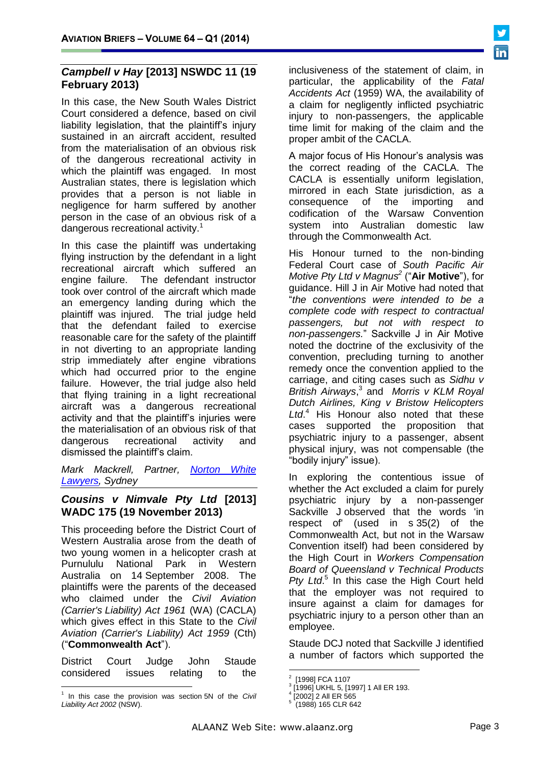## *Campbell v Hay* [2013] NSWDC 11 (19 February 2013)

In this case, the New South Wales District Court considered a defence, based on civil liability legislation, that the plaintiff's injury sustained in an aircraft accident, resulted from the materialisation of an obvious risk of the dangerous recreational activity in which the plaintiff was engaged. In most Australian states, there is legislation which provides that a person is not liable in negligence for harm suffered by another person in the case of an obvious risk of a dangerous recreational activity.[1]

In this case the plaintiff was undertaking flying instruction by the defendant in a light recreational aircraft which suffered an engine failure. The defendant instructor took over control of the aircraft which made an emergency landing during which the plaintiff was injured. The trial judge held that the defendant failed to exercise reasonable care for the safety of the plaintiff in not diverting to an appropriate landing strip immediately after engine vibrations which had occurred prior to the engine failure. However, the trial judge also held that flying training in a light recreational aircraft was a dangerous recreational activity and that the plaintiff's injuries were the materialisation of an obvious risk of that dangerous recreational activity and dismissed the plaintiff's claim.

*Mark Mackrell, Partner, Norton White Lawyers, Sydney*

## *Cousins v Nimvale Pty Ltd* [2013] WADC 175 (19 November 2013)

This proceeding before the District Court of Western Australia arose from the death of two young women in a helicopter crash at Purnululu National Park in Western Australia on 14 September 2008. The plaintiffs were the parents of the deceased who claimed under the *Civil Aviation (Carrier's Liability) Act 1961* (WA) (CACLA) which gives effect in this State to the *Civil Aviation (Carrier's Liability) Act 1959* (Cth) ("**Commonwealth Act**").

District Court Judge John Staude considered issues relating to the inclusiveness of the statement of claim, in particular, the applicability of the *Fatal Accidents Act* (1959) WA, the availability of a claim for negligently inflicted psychiatric injury to non-passengers, the applicable time limit for making of the claim and the proper ambit of the CACLA.

A major focus of His Honour's analysis was the correct reading of the CACLA. The CACLA is essentially uniform legislation, mirrored in each State jurisdiction, as a consequence of the importing and codification of the Warsaw Convention system into Australian domestic law through the Commonwealth Act.

His Honour turned to the non-binding Federal Court case of *South Pacific Air Motive Pty Ltd v Magnus*[2] ("**Air Motive**"), for guidance. Hill J in Air Motive had noted that "*the conventions were intended to be a complete code with respect to contractual passengers, but not with respect to non-passengers.*" Sackville J in Air Motive noted the doctrine of the exclusivity of the convention, precluding turning to another remedy once the convention applied to the carriage, and citing cases such as *Sidhu v British Airways*,[3] and *Morris v KLM Royal Dutch Airlines, King v Bristow Helicopters Ltd*.[4] His Honour also noted that these cases supported the proposition that psychiatric injury to a passenger, absent physical injury, was not compensable (the "bodily injury" issue).

In exploring the contentious issue of whether the Act excluded a claim for purely psychiatric injury by a non-passenger Sackville J observed that the words 'in respect of' (used in s 35(2) of the Commonwealth Act, but not in the Warsaw Convention itself) had been considered by the High Court in *Workers Compensation Board of Queensland v Technical Products Pty Ltd*.[5] In this case the High Court held that the employer was not required to insure against a claim for damages for psychiatric injury to a person other than an employee.

Staude DCJ noted that Sackville J identified a number of factors which supported the

---

[1] In this case the provision was section 5N of the *Civil Liability Act 2002* (NSW).

[2] [1998] FCA 1107

[3] [1996] UKHL 5, [1997] 1 All ER 193.

[4] [2002] 2 All ER 565

[5] (1988) 165 CLR 642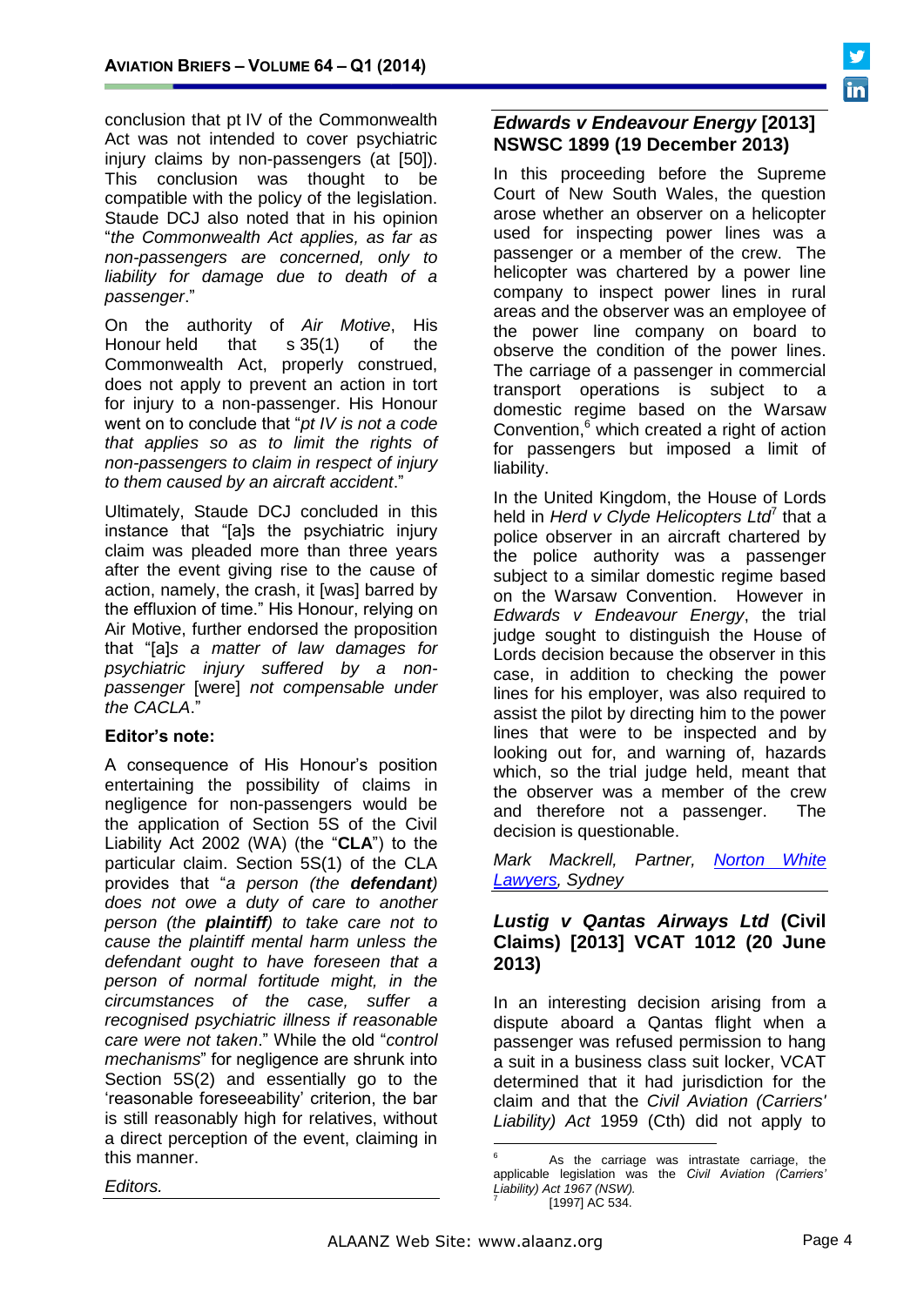conclusion that pt IV of the Commonwealth Act was not intended to cover psychiatric injury claims by non-passengers (at [50]). This conclusion was thought to be compatible with the policy of the legislation. Staude DCJ also noted that in his opinion "*the Commonwealth Act applies, as far as non-passengers are concerned, only to liability for damage due to death of a passenger*."

On the authority of *Air Motive*, His Honour held that s 35(1) of the Commonwealth Act, properly construed, does not apply to prevent an action in tort for injury to a non-passenger. His Honour went on to conclude that "*pt IV is not a code that applies so as to limit the rights of non-passengers to claim in respect of injury to them caused by an aircraft accident*."

Ultimately, Staude DCJ concluded in this instance that "[a]s the psychiatric injury claim was pleaded more than three years after the event giving rise to the cause of action, namely, the crash, it [was] barred by the effluxion of time." His Honour, relying on Air Motive, further endorsed the proposition that "[a]*s a matter of law damages for psychiatric injury suffered by a non-passenger* [were] *not compensable under the CACLA*."

**Editor's note:**

A consequence of His Honour's position entertaining the possibility of claims in negligence for non-passengers would be the application of Section 5S of the Civil Liability Act 2002 (WA) (the "**CLA**") to the particular claim. Section 5S(1) of the CLA provides that "*a person (the **defendant**) does not owe a duty of care to another person (the **plaintiff**) to take care not to cause the plaintiff mental harm unless the defendant ought to have foreseen that a person of normal fortitude might, in the circumstances of the case, suffer a recognised psychiatric illness if reasonable care were not taken*." While the old "*control mechanisms*" for negligence are shrunk into Section 5S(2) and essentially go to the 'reasonable foreseeability' criterion, the bar is still reasonably high for relatives, without a direct perception of the event, claiming in this manner.

*Editors.*

## *Edwards v Endeavour Energy* [2013] NSWSC 1899 (19 December 2013)

In this proceeding before the Supreme Court of New South Wales, the question arose whether an observer on a helicopter used for inspecting power lines was a passenger or a member of the crew. The helicopter was chartered by a power line company to inspect power lines in rural areas and the observer was an employee of the power line company on board to observe the condition of the power lines. The carriage of a passenger in commercial transport operations is subject to a domestic regime based on the Warsaw Convention,[6] which created a right of action for passengers but imposed a limit of liability.

In the United Kingdom, the House of Lords held in *Herd v Clyde Helicopters Ltd*[7] that a police observer in an aircraft chartered by the police authority was a passenger subject to a similar domestic regime based on the Warsaw Convention. However in *Edwards v Endeavour Energy*, the trial judge sought to distinguish the House of Lords decision because the observer in this case, in addition to checking the power lines for his employer, was also required to assist the pilot by directing him to the power lines that were to be inspected and by looking out for, and warning of, hazards which, so the trial judge held, meant that the observer was a member of the crew and therefore not a passenger. The decision is questionable.

*Mark Mackrell, Partner, Norton White Lawyers, Sydney*

## *Lustig v Qantas Airways Ltd* (Civil Claims) [2013] VCAT 1012 (20 June 2013)

In an interesting decision arising from a dispute aboard a Qantas flight when a passenger was refused permission to hang a suit in a business class suit locker, VCAT determined that it had jurisdiction for the claim and that the *Civil Aviation (Carriers' Liability) Act* 1959 (Cth) did not apply to

[6] As the carriage was intrastate carriage, the applicable legislation was the *Civil Aviation (Carriers' Liability) Act 1967 (NSW).*

[7] [1997] AC 534.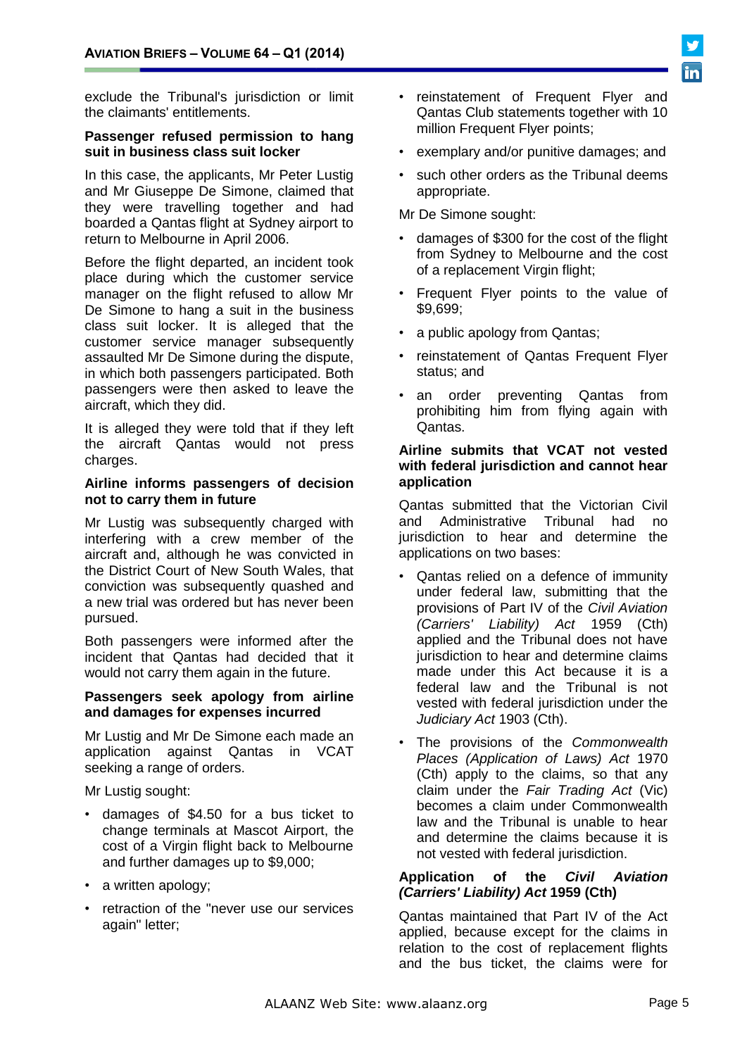exclude the Tribunal's jurisdiction or limit the claimants' entitlements.

### Passenger refused permission to hang suit in business class suit locker

In this case, the applicants, Mr Peter Lustig and Mr Giuseppe De Simone, claimed that they were travelling together and had boarded a Qantas flight at Sydney airport to return to Melbourne in April 2006.

Before the flight departed, an incident took place during which the customer service manager on the flight refused to allow Mr De Simone to hang a suit in the business class suit locker. It is alleged that the customer service manager subsequently assaulted Mr De Simone during the dispute, in which both passengers participated. Both passengers were then asked to leave the aircraft, which they did.

It is alleged they were told that if they left the aircraft Qantas would not press charges.

### Airline informs passengers of decision not to carry them in future

Mr Lustig was subsequently charged with interfering with a crew member of the aircraft and, although he was convicted in the District Court of New South Wales, that conviction was subsequently quashed and a new trial was ordered but has never been pursued.

Both passengers were informed after the incident that Qantas had decided that it would not carry them again in the future.

### Passengers seek apology from airline and damages for expenses incurred

Mr Lustig and Mr De Simone each made an application against Qantas in VCAT seeking a range of orders.

Mr Lustig sought:

- damages of $4.50 for a bus ticket to change terminals at Mascot Airport, the cost of a Virgin flight back to Melbourne and further damages up to $9,000;
- a written apology;
- retraction of the "never use our services again" letter;
- reinstatement of Frequent Flyer and Qantas Club statements together with 10 million Frequent Flyer points;
- exemplary and/or punitive damages; and
- such other orders as the Tribunal deems appropriate.

Mr De Simone sought:

- damages of $300 for the cost of the flight from Sydney to Melbourne and the cost of a replacement Virgin flight;
- Frequent Flyer points to the value of $9,699;
- a public apology from Qantas;
- reinstatement of Qantas Frequent Flyer status; and
- an order preventing Qantas from prohibiting him from flying again with Qantas.

### Airline submits that VCAT not vested with federal jurisdiction and cannot hear application

Qantas submitted that the Victorian Civil and Administrative Tribunal had no jurisdiction to hear and determine the applications on two bases:

- Qantas relied on a defence of immunity under federal law, submitting that the provisions of Part IV of the *Civil Aviation (Carriers' Liability) Act* 1959 (Cth) applied and the Tribunal does not have jurisdiction to hear and determine claims made under this Act because it is a federal law and the Tribunal is not vested with federal jurisdiction under the *Judiciary Act* 1903 (Cth).
- The provisions of the *Commonwealth Places (Application of Laws) Act* 1970 (Cth) apply to the claims, so that any claim under the *Fair Trading Act* (Vic) becomes a claim under Commonwealth law and the Tribunal is unable to hear and determine the claims because it is not vested with federal jurisdiction.

### Application of the *Civil Aviation (Carriers' Liability) Act* 1959 (Cth)

Qantas maintained that Part IV of the Act applied, because except for the claims in relation to the cost of replacement flights and the bus ticket, the claims were for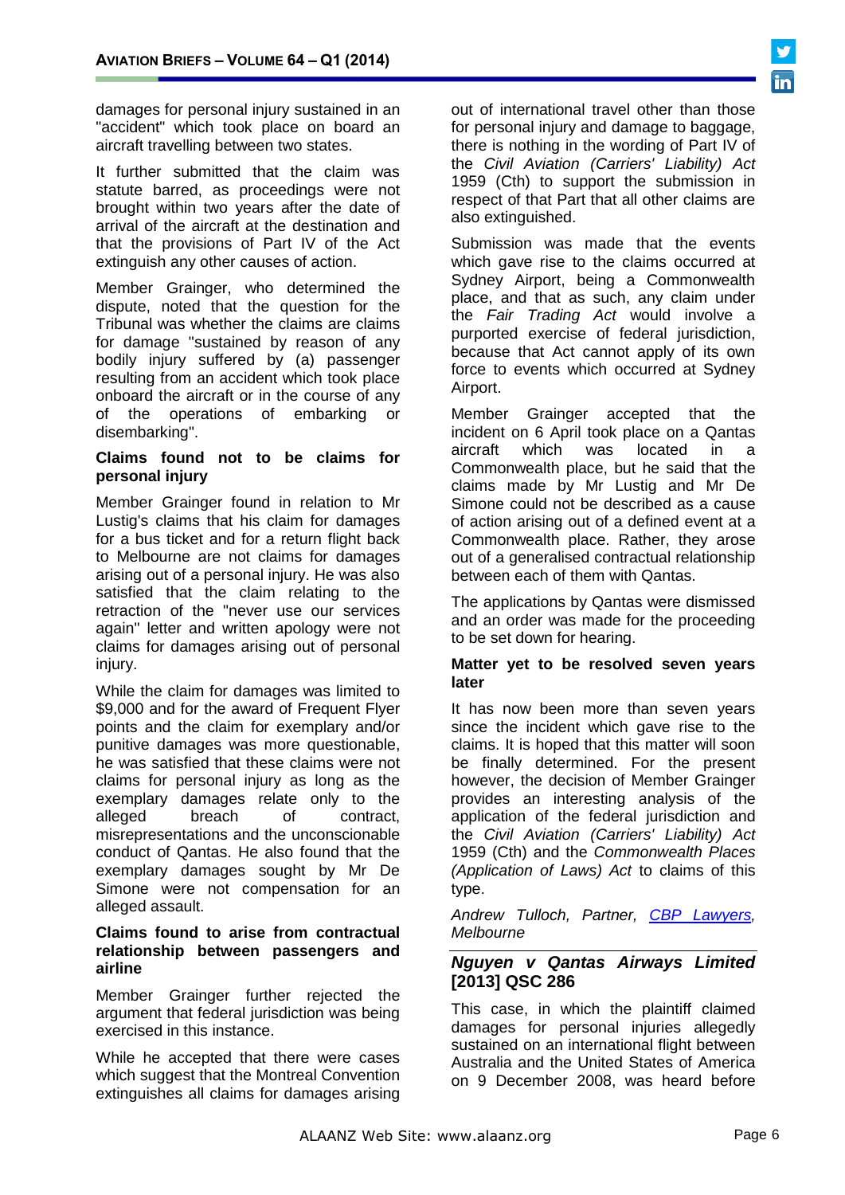damages for personal injury sustained in an "accident" which took place on board an aircraft travelling between two states.

It further submitted that the claim was statute barred, as proceedings were not brought within two years after the date of arrival of the aircraft at the destination and that the provisions of Part IV of the Act extinguish any other causes of action.

Member Grainger, who determined the dispute, noted that the question for the Tribunal was whether the claims are claims for damage "sustained by reason of any bodily injury suffered by (a) passenger resulting from an accident which took place onboard the aircraft or in the course of any of the operations of embarking or disembarking".

**Claims found not to be claims for personal injury**

Member Grainger found in relation to Mr Lustig's claims that his claim for damages for a bus ticket and for a return flight back to Melbourne are not claims for damages arising out of a personal injury. He was also satisfied that the claim relating to the retraction of the "never use our services again" letter and written apology were not claims for damages arising out of personal injury.

While the claim for damages was limited to $9,000 and for the award of Frequent Flyer points and the claim for exemplary and/or punitive damages was more questionable, he was satisfied that these claims were not claims for personal injury as long as the exemplary damages relate only to the alleged breach of contract, misrepresentations and the unconscionable conduct of Qantas. He also found that the exemplary damages sought by Mr De Simone were not compensation for an alleged assault.

**Claims found to arise from contractual relationship between passengers and airline**

Member Grainger further rejected the argument that federal jurisdiction was being exercised in this instance.

While he accepted that there were cases which suggest that the Montreal Convention extinguishes all claims for damages arising out of international travel other than those for personal injury and damage to baggage, there is nothing in the wording of Part IV of the *Civil Aviation (Carriers' Liability) Act* 1959 (Cth) to support the submission in respect of that Part that all other claims are also extinguished.

Submission was made that the events which gave rise to the claims occurred at Sydney Airport, being a Commonwealth place, and that as such, any claim under the *Fair Trading Act* would involve a purported exercise of federal jurisdiction, because that Act cannot apply of its own force to events which occurred at Sydney Airport.

Member Grainger accepted that the incident on 6 April took place on a Qantas aircraft which was located in a Commonwealth place, but he said that the claims made by Mr Lustig and Mr De Simone could not be described as a cause of action arising out of a defined event at a Commonwealth place. Rather, they arose out of a generalised contractual relationship between each of them with Qantas.

The applications by Qantas were dismissed and an order was made for the proceeding to be set down for hearing.

**Matter yet to be resolved seven years later**

It has now been more than seven years since the incident which gave rise to the claims. It is hoped that this matter will soon be finally determined. For the present however, the decision of Member Grainger provides an interesting analysis of the application of the federal jurisdiction and the *Civil Aviation (Carriers' Liability) Act* 1959 (Cth) and the *Commonwealth Places (Application of Laws) Act* to claims of this type.

*Andrew Tulloch, Partner, CBP Lawyers, Melbourne*

## *Nguyen v Qantas Airways Limited* [2013] QSC 286

This case, in which the plaintiff claimed damages for personal injuries allegedly sustained on an international flight between Australia and the United States of America on 9 December 2008, was heard before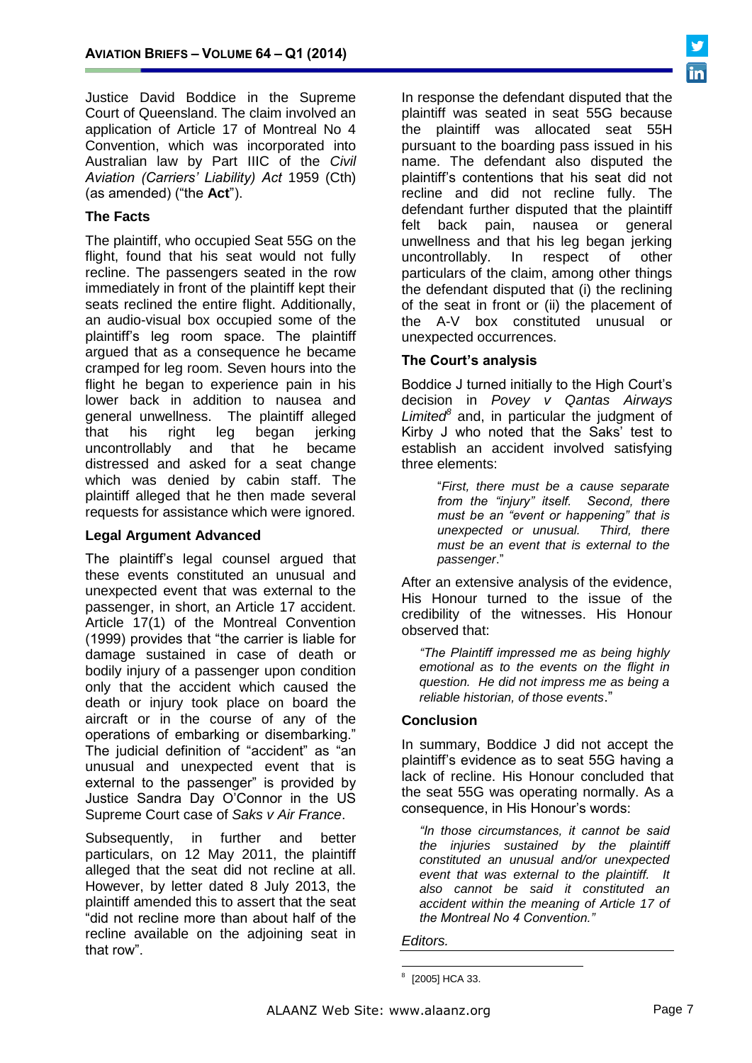Justice David Boddice in the Supreme Court of Queensland. The claim involved an application of Article 17 of Montreal No 4 Convention, which was incorporated into Australian law by Part IIIC of the *Civil Aviation (Carriers' Liability) Act* 1959 (Cth) (as amended) ("the **Act**").

**The Facts**

The plaintiff, who occupied Seat 55G on the flight, found that his seat would not fully recline. The passengers seated in the row immediately in front of the plaintiff kept their seats reclined the entire flight. Additionally, an audio-visual box occupied some of the plaintiff's leg room space. The plaintiff argued that as a consequence he became cramped for leg room. Seven hours into the flight he began to experience pain in his lower back in addition to nausea and general unwellness. The plaintiff alleged that his right leg began jerking uncontrollably and that he became distressed and asked for a seat change which was denied by cabin staff. The plaintiff alleged that he then made several requests for assistance which were ignored.

**Legal Argument Advanced**

The plaintiff's legal counsel argued that these events constituted an unusual and unexpected event that was external to the passenger, in short, an Article 17 accident. Article 17(1) of the Montreal Convention (1999) provides that "the carrier is liable for damage sustained in case of death or bodily injury of a passenger upon condition only that the accident which caused the death or injury took place on board the aircraft or in the course of any of the operations of embarking or disembarking." The judicial definition of "accident" as "an unusual and unexpected event that is external to the passenger" is provided by Justice Sandra Day O'Connor in the US Supreme Court case of *Saks v Air France*.

Subsequently, in further and better particulars, on 12 May 2011, the plaintiff alleged that the seat did not recline at all. However, by letter dated 8 July 2013, the plaintiff amended this to assert that the seat "did not recline more than about half of the recline available on the adjoining seat in that row".

In response the defendant disputed that the plaintiff was seated in seat 55G because the plaintiff was allocated seat 55H pursuant to the boarding pass issued in his name. The defendant also disputed the plaintiff's contentions that his seat did not recline and did not recline fully. The defendant further disputed that the plaintiff felt back pain, nausea or general unwellness and that his leg began jerking uncontrollably. In respect of other particulars of the claim, among other things the defendant disputed that (i) the reclining of the seat in front or (ii) the placement of the A-V box constituted unusual or unexpected occurrences.

**The Court's analysis**

Boddice J turned initially to the High Court's decision in *Povey v Qantas Airways Limited*[8] and, in particular the judgment of Kirby J who noted that the Saks' test to establish an accident involved satisfying three elements:

> "*First, there must be a cause separate from the "injury" itself. Second, there must be an "event or happening" that is unexpected or unusual. Third, there must be an event that is external to the passenger*."

After an extensive analysis of the evidence, His Honour turned to the issue of the credibility of the witnesses. His Honour observed that:

> *"The Plaintiff impressed me as being highly emotional as to the events on the flight in question. He did not impress me as being a reliable historian, of those events*."

**Conclusion**

In summary, Boddice J did not accept the plaintiff's evidence as to seat 55G having a lack of recline. His Honour concluded that the seat 55G was operating normally. As a consequence, in His Honour's words:

> *"In those circumstances, it cannot be said the injuries sustained by the plaintiff constituted an unusual and/or unexpected event that was external to the plaintiff. It also cannot be said it constituted an accident within the meaning of Article 17 of the Montreal No 4 Convention."*

*Editors.*

---

[8] [2005] HCA 33.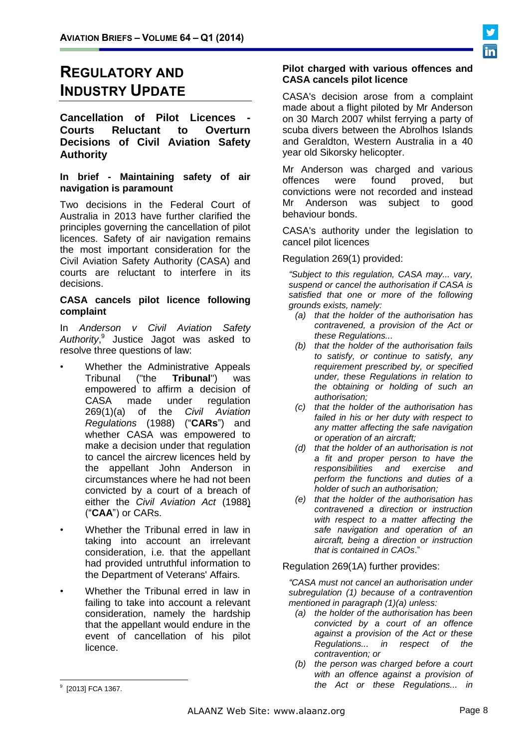# REGULATORY AND INDUSTRY UPDATE

## Cancellation of Pilot Licences - Courts Reluctant to Overturn Decisions of Civil Aviation Safety Authority

### In brief - Maintaining safety of air navigation is paramount

Two decisions in the Federal Court of Australia in 2013 have further clarified the principles governing the cancellation of pilot licences. Safety of air navigation remains the most important consideration for the Civil Aviation Safety Authority (CASA) and courts are reluctant to interfere in its decisions.

### CASA cancels pilot licence following complaint

In *Anderson v Civil Aviation Safety Authority*,[9] Justice Jagot was asked to resolve three questions of law:

- Whether the Administrative Appeals Tribunal ("the **Tribunal**") was empowered to affirm a decision of CASA made under regulation 269(1)(a) of the *Civil Aviation Regulations* (1988) ("**CARs**") and whether CASA was empowered to make a decision under that regulation to cancel the aircrew licences held by the appellant John Anderson in circumstances where he had not been convicted by a court of a breach of either the *Civil Aviation Act* (1988) ("**CAA**") or CARs.
- Whether the Tribunal erred in law in taking into account an irrelevant consideration, i.e. that the appellant had provided untruthful information to the Department of Veterans' Affairs.
- Whether the Tribunal erred in law in failing to take into account a relevant consideration, namely the hardship that the appellant would endure in the event of cancellation of his pilot licence.

### Pilot charged with various offences and CASA cancels pilot licence

CASA's decision arose from a complaint made about a flight piloted by Mr Anderson on 30 March 2007 whilst ferrying a party of scuba divers between the Abrolhos Islands and Geraldton, Western Australia in a 40 year old Sikorsky helicopter.

Mr Anderson was charged and various offences were found proved, but convictions were not recorded and instead Mr Anderson was subject to good behaviour bonds.

CASA's authority under the legislation to cancel pilot licences

Regulation 269(1) provided:

> *"Subject to this regulation, CASA may... vary, suspend or cancel the authorisation if CASA is satisfied that one or more of the following grounds exists, namely:*
>
> *(a) that the holder of the authorisation has contravened, a provision of the Act or these Regulations...*
>
> *(b) that the holder of the authorisation fails to satisfy, or continue to satisfy, any requirement prescribed by, or specified under, these Regulations in relation to the obtaining or holding of such an authorisation;*
>
> *(c) that the holder of the authorisation has failed in his or her duty with respect to any matter affecting the safe navigation or operation of an aircraft;*
>
> *(d) that the holder of an authorisation is not a fit and proper person to have the responsibilities and exercise and perform the functions and duties of a holder of such an authorisation;*
>
> *(e) that the holder of the authorisation has contravened a direction or instruction with respect to a matter affecting the safe navigation and operation of an aircraft, being a direction or instruction that is contained in CAOs*."

Regulation 269(1A) further provides:

> *"CASA must not cancel an authorisation under subregulation (1) because of a contravention mentioned in paragraph (1)(a) unless:*
>
> *(a) the holder of the authorisation has been convicted by a court of an offence against a provision of the Act or these Regulations... in respect of the contravention; or*
>
> *(b) the person was charged before a court with an offence against a provision of the Act or these Regulations... in*

[9] [2013] FCA 1367.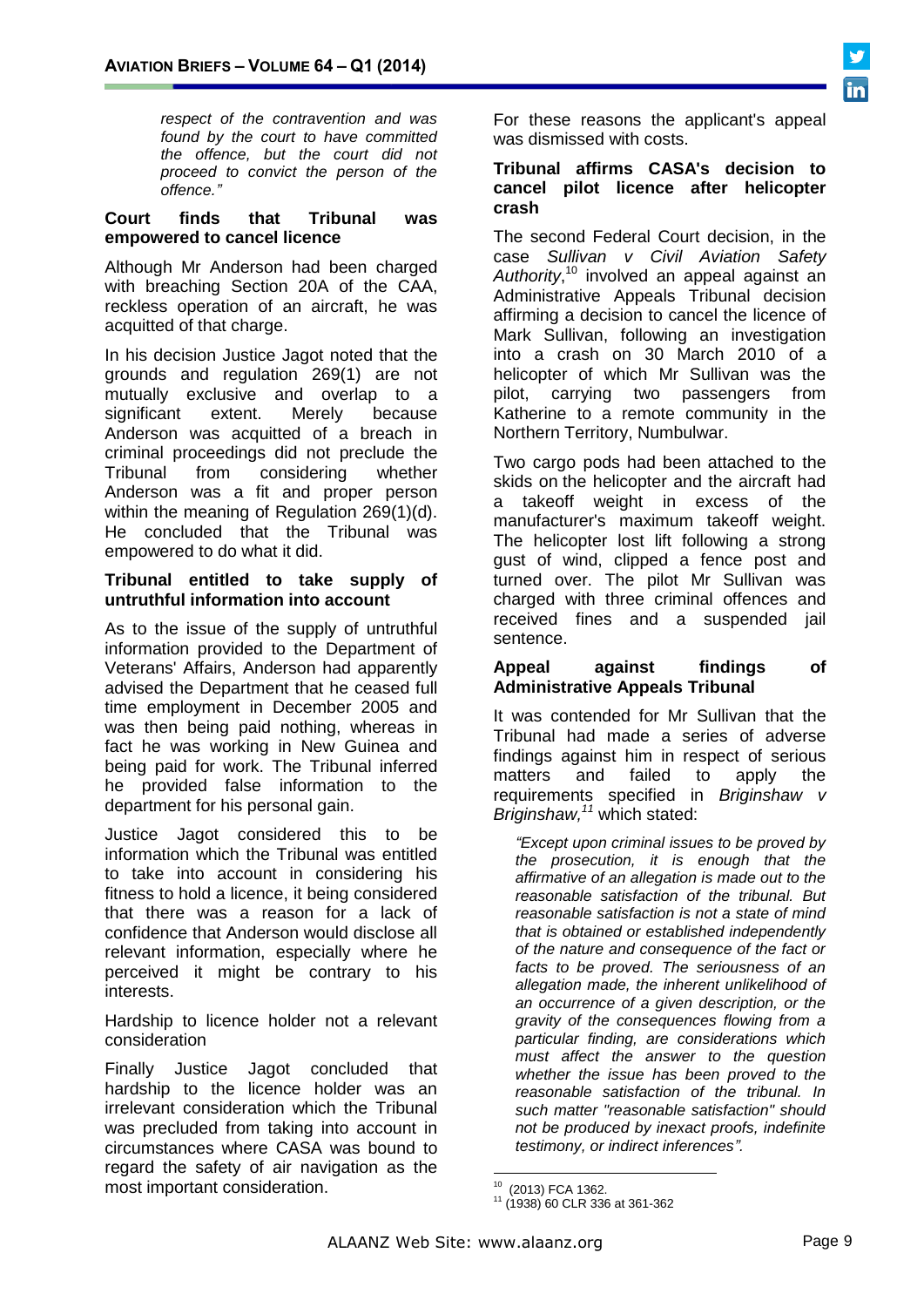> *respect of the contravention and was found by the court to have committed the offence, but the court did not proceed to convict the person of the offence."*

**Court finds that Tribunal was empowered to cancel licence**

Although Mr Anderson had been charged with breaching Section 20A of the CAA, reckless operation of an aircraft, he was acquitted of that charge.

In his decision Justice Jagot noted that the grounds and regulation 269(1) are not mutually exclusive and overlap to a significant extent. Merely because Anderson was acquitted of a breach in criminal proceedings did not preclude the Tribunal from considering whether Anderson was a fit and proper person within the meaning of Regulation 269(1)(d). He concluded that the Tribunal was empowered to do what it did.

**Tribunal entitled to take supply of untruthful information into account**

As to the issue of the supply of untruthful information provided to the Department of Veterans' Affairs, Anderson had apparently advised the Department that he ceased full time employment in December 2005 and was then being paid nothing, whereas in fact he was working in New Guinea and being paid for work. The Tribunal inferred he provided false information to the department for his personal gain.

Justice Jagot considered this to be information which the Tribunal was entitled to take into account in considering his fitness to hold a licence, it being considered that there was a reason for a lack of confidence that Anderson would disclose all relevant information, especially where he perceived it might be contrary to his interests.

Hardship to licence holder not a relevant consideration

Finally Justice Jagot concluded that hardship to the licence holder was an irrelevant consideration which the Tribunal was precluded from taking into account in circumstances where CASA was bound to regard the safety of air navigation as the most important consideration.

For these reasons the applicant's appeal was dismissed with costs.

**Tribunal affirms CASA's decision to cancel pilot licence after helicopter crash**

The second Federal Court decision, in the case *Sullivan v Civil Aviation Safety Authority*,[10] involved an appeal against an Administrative Appeals Tribunal decision affirming a decision to cancel the licence of Mark Sullivan, following an investigation into a crash on 30 March 2010 of a helicopter of which Mr Sullivan was the pilot, carrying two passengers from Katherine to a remote community in the Northern Territory, Numbulwar.

Two cargo pods had been attached to the skids on the helicopter and the aircraft had a takeoff weight in excess of the manufacturer's maximum takeoff weight. The helicopter lost lift following a strong gust of wind, clipped a fence post and turned over. The pilot Mr Sullivan was charged with three criminal offences and received fines and a suspended jail sentence.

**Appeal against findings of Administrative Appeals Tribunal**

It was contended for Mr Sullivan that the Tribunal had made a series of adverse findings against him in respect of serious matters and failed to apply the requirements specified in *Briginshaw v Briginshaw,*[11] which stated:

> *"Except upon criminal issues to be proved by the prosecution, it is enough that the affirmative of an allegation is made out to the reasonable satisfaction of the tribunal. But reasonable satisfaction is not a state of mind that is obtained or established independently of the nature and consequence of the fact or facts to be proved. The seriousness of an allegation made, the inherent unlikelihood of an occurrence of a given description, or the gravity of the consequences flowing from a particular finding, are considerations which must affect the answer to the question whether the issue has been proved to the reasonable satisfaction of the tribunal. In such matter "reasonable satisfaction" should not be produced by inexact proofs, indefinite testimony, or indirect inferences".*

[10] (2013) FCA 1362.

[11] (1938) 60 CLR 336 at 361-362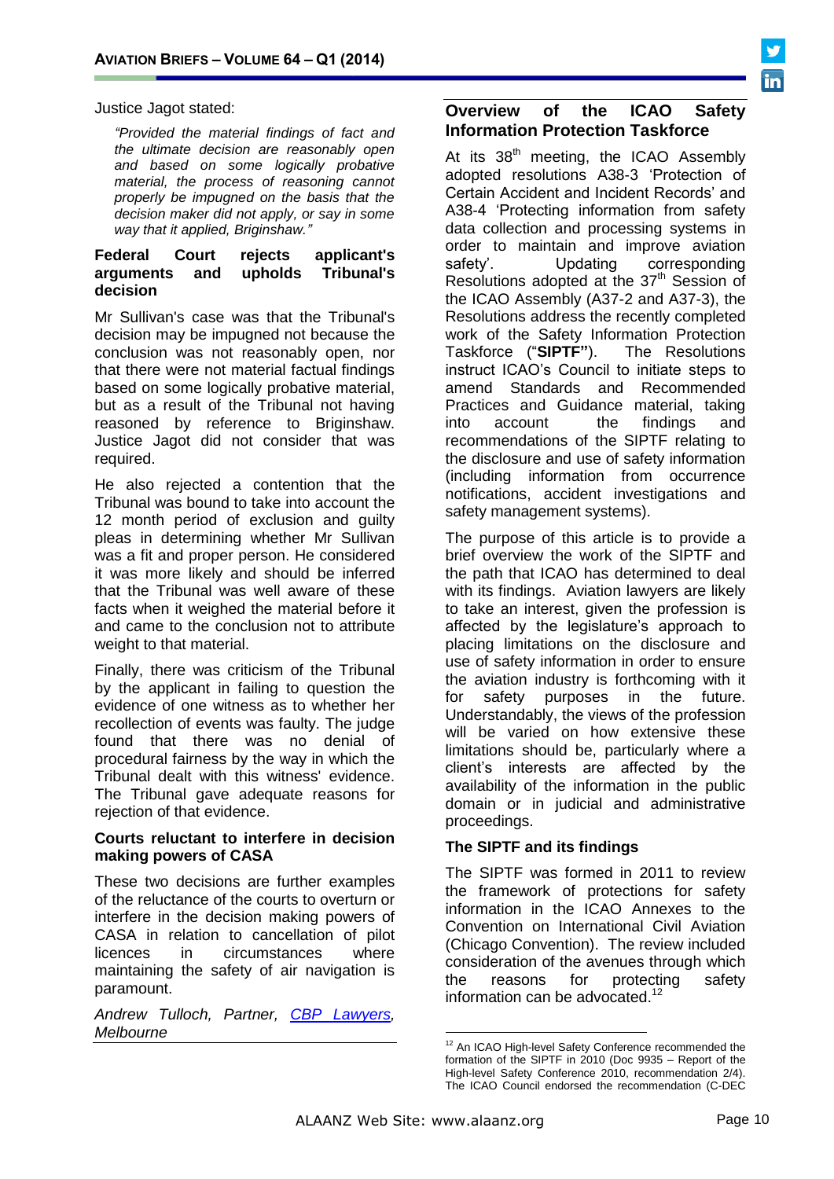Justice Jagot stated:

> *"Provided the material findings of fact and the ultimate decision are reasonably open and based on some logically probative material, the process of reasoning cannot properly be impugned on the basis that the decision maker did not apply, or say in some way that it applied, Briginshaw."*

### Federal Court rejects applicant's arguments and upholds Tribunal's decision

Mr Sullivan's case was that the Tribunal's decision may be impugned not because the conclusion was not reasonably open, nor that there were not material factual findings based on some logically probative material, but as a result of the Tribunal not having reasoned by reference to Briginshaw. Justice Jagot did not consider that was required.

He also rejected a contention that the Tribunal was bound to take into account the 12 month period of exclusion and guilty pleas in determining whether Mr Sullivan was a fit and proper person. He considered it was more likely and should be inferred that the Tribunal was well aware of these facts when it weighed the material before it and came to the conclusion not to attribute weight to that material.

Finally, there was criticism of the Tribunal by the applicant in failing to question the evidence of one witness as to whether her recollection of events was faulty. The judge found that there was no denial of procedural fairness by the way in which the Tribunal dealt with this witness' evidence. The Tribunal gave adequate reasons for rejection of that evidence.

### Courts reluctant to interfere in decision making powers of CASA

These two decisions are further examples of the reluctance of the courts to overturn or interfere in the decision making powers of CASA in relation to cancellation of pilot licences in circumstances where maintaining the safety of air navigation is paramount.

*Andrew Tulloch, Partner, CBP Lawyers, Melbourne*

## Overview of the ICAO Safety Information Protection Taskforce

At its 38th meeting, the ICAO Assembly adopted resolutions A38-3 'Protection of Certain Accident and Incident Records' and A38-4 'Protecting information from safety data collection and processing systems in order to maintain and improve aviation safety'. Updating corresponding Resolutions adopted at the 37th Session of the ICAO Assembly (A37-2 and A37-3), the Resolutions address the recently completed work of the Safety Information Protection Taskforce ("**SIPTF"**). The Resolutions instruct ICAO's Council to initiate steps to amend Standards and Recommended Practices and Guidance material, taking into account the findings and recommendations of the SIPTF relating to the disclosure and use of safety information (including information from occurrence notifications, accident investigations and safety management systems).

The purpose of this article is to provide a brief overview the work of the SIPTF and the path that ICAO has determined to deal with its findings. Aviation lawyers are likely to take an interest, given the profession is affected by the legislature's approach to placing limitations on the disclosure and use of safety information in order to ensure the aviation industry is forthcoming with it for safety purposes in the future. Understandably, the views of the profession will be varied on how extensive these limitations should be, particularly where a client's interests are affected by the availability of the information in the public domain or in judicial and administrative proceedings.

### The SIPTF and its findings

The SIPTF was formed in 2011 to review the framework of protections for safety information in the ICAO Annexes to the Convention on International Civil Aviation (Chicago Convention). The review included consideration of the avenues through which the reasons for protecting safety information can be advocated.[12]

[12] An ICAO High-level Safety Conference recommended the formation of the SIPTF in 2010 (Doc 9935 – Report of the High-level Safety Conference 2010, recommendation 2/4). The ICAO Council endorsed the recommendation (C-DEC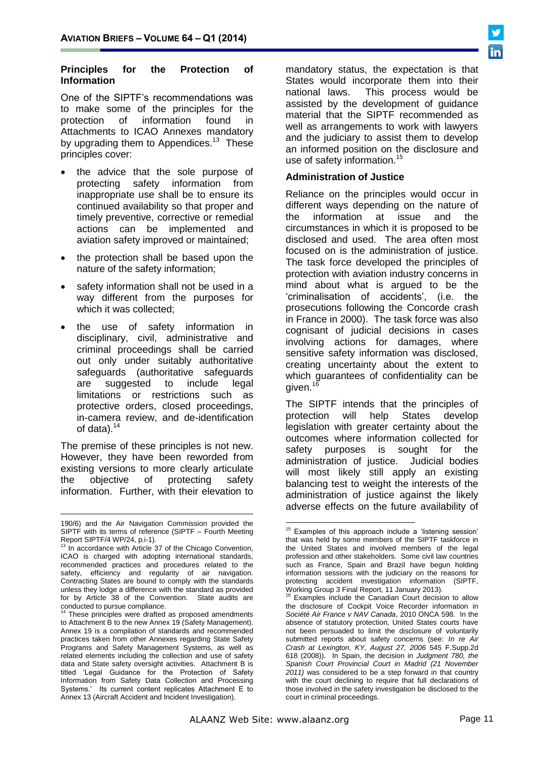### Principles for the Protection of Information

One of the SIPTF's recommendations was to make some of the principles for the protection of information found in Attachments to ICAO Annexes mandatory by upgrading them to Appendices.[13] These principles cover:

- the advice that the sole purpose of protecting safety information from inappropriate use shall be to ensure its continued availability so that proper and timely preventive, corrective or remedial actions can be implemented and aviation safety improved or maintained;
- the protection shall be based upon the nature of the safety information;
- safety information shall not be used in a way different from the purposes for which it was collected;
- the use of safety information in disciplinary, civil, administrative and criminal proceedings shall be carried out only under suitably authoritative safeguards (authoritative safeguards are suggested to include legal limitations or restrictions such as protective orders, closed proceedings, in-camera review, and de-identification of data).[14]

The premise of these principles is not new. However, they have been reworded from existing versions to more clearly articulate the objective of protecting safety information. Further, with their elevation to mandatory status, the expectation is that States would incorporate them into their national laws. This process would be assisted by the development of guidance material that the SIPTF recommended as well as arrangements to work with lawyers and the judiciary to assist them to develop an informed position on the disclosure and use of safety information.[15]

### Administration of Justice

Reliance on the principles would occur in different ways depending on the nature of the information at issue and the circumstances in which it is proposed to be disclosed and used. The area often most focused on is the administration of justice. The task force developed the principles of protection with aviation industry concerns in mind about what is argued to be the 'criminalisation of accidents', (i.e. the prosecutions following the Concorde crash in France in 2000). The task force was also cognisant of judicial decisions in cases involving actions for damages, where sensitive safety information was disclosed, creating uncertainty about the extent to which guarantees of confidentiality can be given.[16]

The SIPTF intends that the principles of protection will help States develop legislation with greater certainty about the outcomes where information collected for safety purposes is sought for the administration of justice. Judicial bodies will most likely still apply an existing balancing test to weight the interests of the administration of justice against the likely adverse effects on the future availability of

---

190/6) and the Air Navigation Commission provided the SIPTF with its terms of reference (SIPTF – Fourth Meeting Report SIPTF/4 WP/24, p.i-1).

[13] In accordance with Article 37 of the Chicago Convention, ICAO is charged with adopting international standards, recommended practices and procedures related to the safety, efficiency and regularity of air navigation. Contracting States are bound to comply with the standards unless they lodge a difference with the standard as provided for by Article 38 of the Convention. State audits are conducted to pursue compliance.

[14] These principles were drafted as proposed amendments to Attachment B to the new Annex 19 (Safety Management). Annex 19 is a compilation of standards and recommended practices taken from other Annexes regarding State Safety Programs and Safety Management Systems, as well as related elements including the collection and use of safety data and State safety oversight activities. Attachment B is titled 'Legal Guidance for the Protection of Safety Information from Safety Data Collection and Processing Systems.' Its current content replicates Attachment E to Annex 13 (Aircraft Accident and Incident Investigation).

[15] Examples of this approach include a 'listening session' that was held by some members of the SIPTF taskforce in the United States and involved members of the legal profession and other stakeholders. Some civil law countries such as France, Spain and Brazil have begun holding information sessions with the judiciary on the reasons for protecting accident investigation information (SIPTF, Working Group 3 Final Report, 11 January 2013).

[16] Examples include the Canadian Court decision to allow the disclosure of Cockpit Voice Recorder information in *Société Air France v NAV Canada*, 2010 ONCA 598. In the absence of statutory protection, United States courts have not been persuaded to limit the disclosure of voluntarily submitted reports about safety concerns (see: *In re Air Crash at Lexington, KY, August 27, 2006* 545 F.Supp.2d 618 (2008)). In Spain, the decision in *Judgment 780, the Spanish Court Provincial Court in Madrid (21 November 2011)* was considered to be a step forward in that country with the court declining to require that full declarations of those involved in the safety investigation be disclosed to the court in criminal proceedings.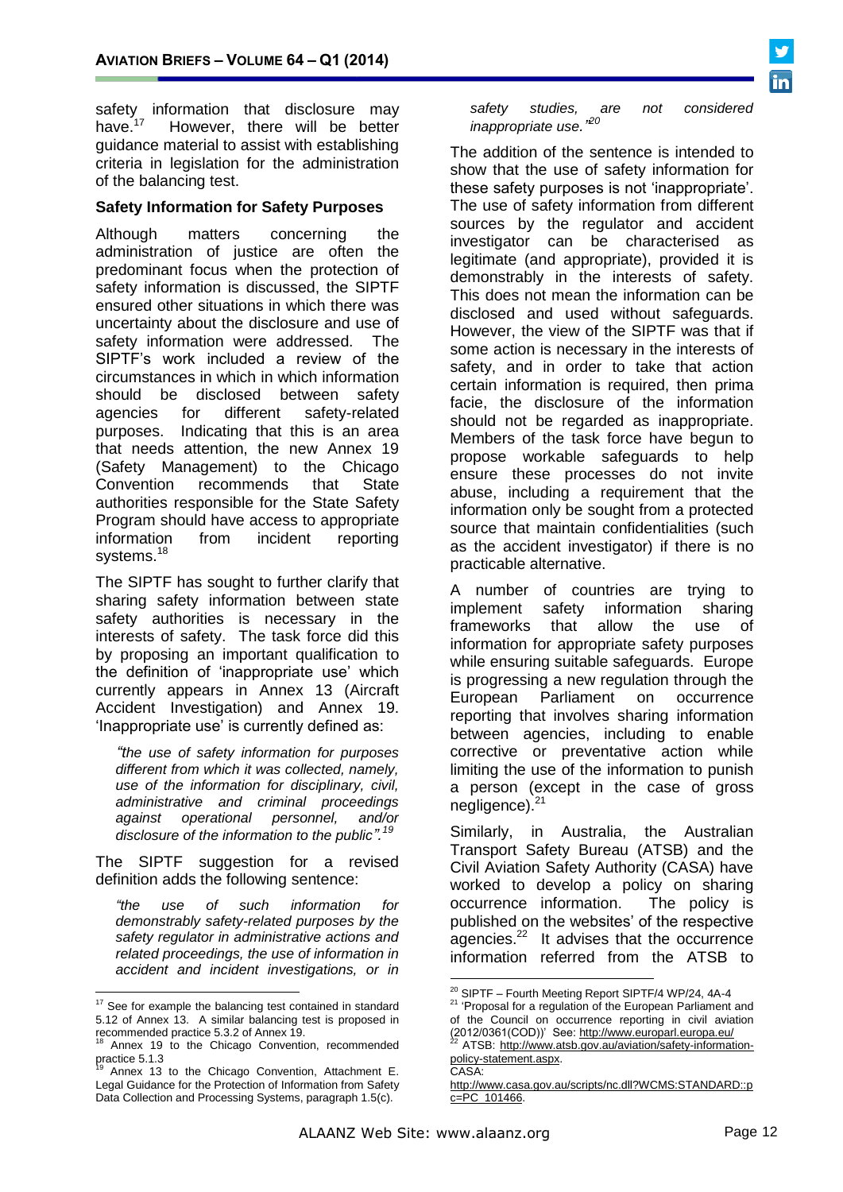safety information that disclosure may have.[17] However, there will be better guidance material to assist with establishing criteria in legislation for the administration of the balancing test.

### Safety Information for Safety Purposes

Although matters concerning the administration of justice are often the predominant focus when the protection of safety information is discussed, the SIPTF ensured other situations in which there was uncertainty about the disclosure and use of safety information were addressed. The SIPTF's work included a review of the circumstances in which in which information should be disclosed between safety agencies for different safety-related purposes. Indicating that this is an area that needs attention, the new Annex 19 (Safety Management) to the Chicago Convention recommends that State authorities responsible for the State Safety Program should have access to appropriate information from incident reporting systems.[18]

The SIPTF has sought to further clarify that sharing safety information between state safety authorities is necessary in the interests of safety. The task force did this by proposing an important qualification to the definition of 'inappropriate use' which currently appears in Annex 13 (Aircraft Accident Investigation) and Annex 19. 'Inappropriate use' is currently defined as:

> *"the use of safety information for purposes different from which it was collected, namely, use of the information for disciplinary, civil, administrative and criminal proceedings against operational personnel, and/or disclosure of the information to the public".[19]*

The SIPTF suggestion for a revised definition adds the following sentence:

> *"the use of such information for demonstrably safety-related purposes by the safety regulator in administrative actions and related proceedings, the use of information in accident and incident investigations, or in safety studies, are not considered inappropriate use."[20]*

The addition of the sentence is intended to show that the use of safety information for these safety purposes is not 'inappropriate'. The use of safety information from different sources by the regulator and accident investigator can be characterised as legitimate (and appropriate), provided it is demonstrably in the interests of safety. This does not mean the information can be disclosed and used without safeguards. However, the view of the SIPTF was that if some action is necessary in the interests of safety, and in order to take that action certain information is required, then prima facie, the disclosure of the information should not be regarded as inappropriate. Members of the task force have begun to propose workable safeguards to help ensure these processes do not invite abuse, including a requirement that the information only be sought from a protected source that maintain confidentialities (such as the accident investigator) if there is no practicable alternative.

A number of countries are trying to implement safety information sharing frameworks that allow the use of information for appropriate safety purposes while ensuring suitable safeguards. Europe is progressing a new regulation through the European Parliament on occurrence reporting that involves sharing information between agencies, including to enable corrective or preventative action while limiting the use of the information to punish a person (except in the case of gross negligence).[21]

Similarly, in Australia, the Australian Transport Safety Bureau (ATSB) and the Civil Aviation Safety Authority (CASA) have worked to develop a policy on sharing occurrence information. The policy is published on the websites' of the respective agencies.[22] It advises that the occurrence information referred from the ATSB to

---

[17] See for example the balancing test contained in standard 5.12 of Annex 13. A similar balancing test is proposed in recommended practice 5.3.2 of Annex 19.

[18] Annex 19 to the Chicago Convention, recommended practice 5.1.3

[19] Annex 13 to the Chicago Convention, Attachment E. Legal Guidance for the Protection of Information from Safety Data Collection and Processing Systems, paragraph 1.5(c).

[20] SIPTF – Fourth Meeting Report SIPTF/4 WP/24, 4A-4

[21] 'Proposal for a regulation of the European Parliament and of the Council on occurrence reporting in civil aviation (2012/0361(COD))' See: http://www.europarl.europa.eu/

[22] ATSB: http://www.atsb.gov.au/aviation/safety-information-policy-statement.aspx.
CASA: http://www.casa.gov.au/scripts/nc.dll?WCMS:STANDARD::pc=PC_101466.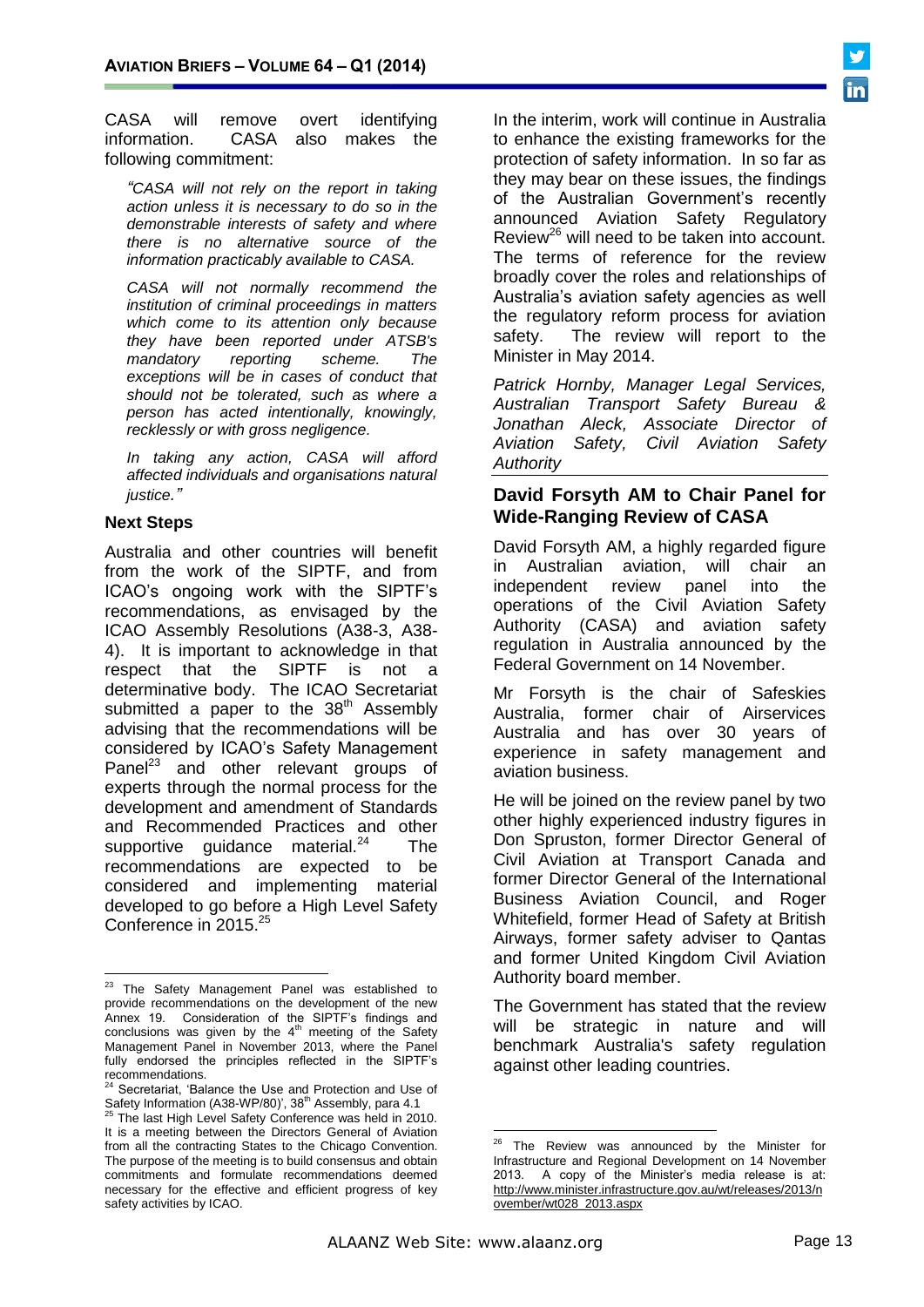CASA will remove overt identifying information. CASA also makes the following commitment:

> *"CASA will not rely on the report in taking action unless it is necessary to do so in the demonstrable interests of safety and where there is no alternative source of the information practicably available to CASA.*
>
> *CASA will not normally recommend the institution of criminal proceedings in matters which come to its attention only because they have been reported under ATSB's mandatory reporting scheme. The exceptions will be in cases of conduct that should not be tolerated, such as where a person has acted intentionally, knowingly, recklessly or with gross negligence.*
>
> *In taking any action, CASA will afford affected individuals and organisations natural justice."*

### Next Steps

Australia and other countries will benefit from the work of the SIPTF, and from ICAO's ongoing work with the SIPTF's recommendations, as envisaged by the ICAO Assembly Resolutions (A38-3, A38-4). It is important to acknowledge in that respect that the SIPTF is not a determinative body. The ICAO Secretariat submitted a paper to the 38th Assembly advising that the recommendations will be considered by ICAO's Safety Management Panel[23] and other relevant groups of experts through the normal process for the development and amendment of Standards and Recommended Practices and other supportive guidance material.[24] The recommendations are expected to be considered and implementing material developed to go before a High Level Safety Conference in 2015.[25]

In the interim, work will continue in Australia to enhance the existing frameworks for the protection of safety information. In so far as they may bear on these issues, the findings of the Australian Government's recently announced Aviation Safety Regulatory Review[26] will need to be taken into account. The terms of reference for the review broadly cover the roles and relationships of Australia's aviation safety agencies as well the regulatory reform process for aviation safety. The review will report to the Minister in May 2014.

*Patrick Hornby, Manager Legal Services, Australian Transport Safety Bureau & Jonathan Aleck, Associate Director of Aviation Safety, Civil Aviation Safety Authority*

---

[23] The Safety Management Panel was established to provide recommendations on the development of the new Annex 19. Consideration of the SIPTF's findings and conclusions was given by the 4th meeting of the Safety Management Panel in November 2013, where the Panel fully endorsed the principles reflected in the SIPTF's recommendations.

[24] Secretariat, 'Balance the Use and Protection and Use of Safety Information (A38-WP/80)', 38th Assembly, para 4.1

[25] The last High Level Safety Conference was held in 2010. It is a meeting between the Directors General of Aviation from all the contracting States to the Chicago Convention. The purpose of the meeting is to build consensus and obtain commitments and formulate recommendations deemed necessary for the effective and efficient progress of key safety activities by ICAO.

[26] The Review was announced by the Minister for Infrastructure and Regional Development on 14 November 2013. A copy of the Minister's media release is at: http://www.minister.infrastructure.gov.au/wt/releases/2013/november/wt028_2013.aspx

## David Forsyth AM to Chair Panel for Wide-Ranging Review of CASA

David Forsyth AM, a highly regarded figure in Australian aviation, will chair an independent review panel into the operations of the Civil Aviation Safety Authority (CASA) and aviation safety regulation in Australia announced by the Federal Government on 14 November.

Mr Forsyth is the chair of Safeskies Australia, former chair of Airservices Australia and has over 30 years of experience in safety management and aviation business.

He will be joined on the review panel by two other highly experienced industry figures in Don Spruston, former Director General of Civil Aviation at Transport Canada and former Director General of the International Business Aviation Council, and Roger Whitefield, former Head of Safety at British Airways, former safety adviser to Qantas and former United Kingdom Civil Aviation Authority board member.

The Government has stated that the review will be strategic in nature and will benchmark Australia's safety regulation against other leading countries.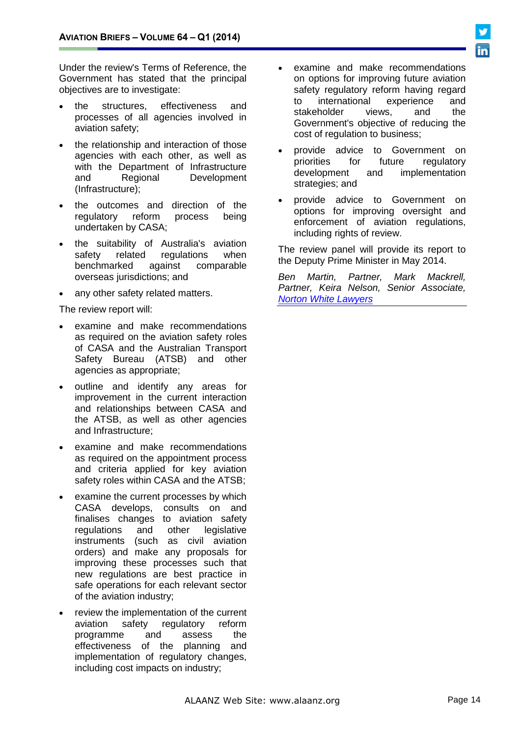Under the review's Terms of Reference, the Government has stated that the principal objectives are to investigate:

- the structures, effectiveness and processes of all agencies involved in aviation safety;
- the relationship and interaction of those agencies with each other, as well as with the Department of Infrastructure and Regional Development (Infrastructure);
- the outcomes and direction of the regulatory reform process being undertaken by CASA;
- the suitability of Australia's aviation safety related regulations when benchmarked against comparable overseas jurisdictions; and
- any other safety related matters.

The review report will:

- examine and make recommendations as required on the aviation safety roles of CASA and the Australian Transport Safety Bureau (ATSB) and other agencies as appropriate;
- outline and identify any areas for improvement in the current interaction and relationships between CASA and the ATSB, as well as other agencies and Infrastructure;
- examine and make recommendations as required on the appointment process and criteria applied for key aviation safety roles within CASA and the ATSB;
- examine the current processes by which CASA develops, consults on and finalises changes to aviation safety regulations and other legislative instruments (such as civil aviation orders) and make any proposals for improving these processes such that new regulations are best practice in safe operations for each relevant sector of the aviation industry;
- review the implementation of the current aviation safety regulatory reform programme and assess the effectiveness of the planning and implementation of regulatory changes, including cost impacts on industry;
- examine and make recommendations on options for improving future aviation safety regulatory reform having regard to international experience and stakeholder views, and the Government's objective of reducing the cost of regulation to business;
- provide advice to Government on priorities for future regulatory development and implementation strategies; and
- provide advice to Government on options for improving oversight and enforcement of aviation regulations, including rights of review.

The review panel will provide its report to the Deputy Prime Minister in May 2014.

*Ben Martin, Partner, Mark Mackrell, Partner, Keira Nelson, Senior Associate, Norton White Lawyers*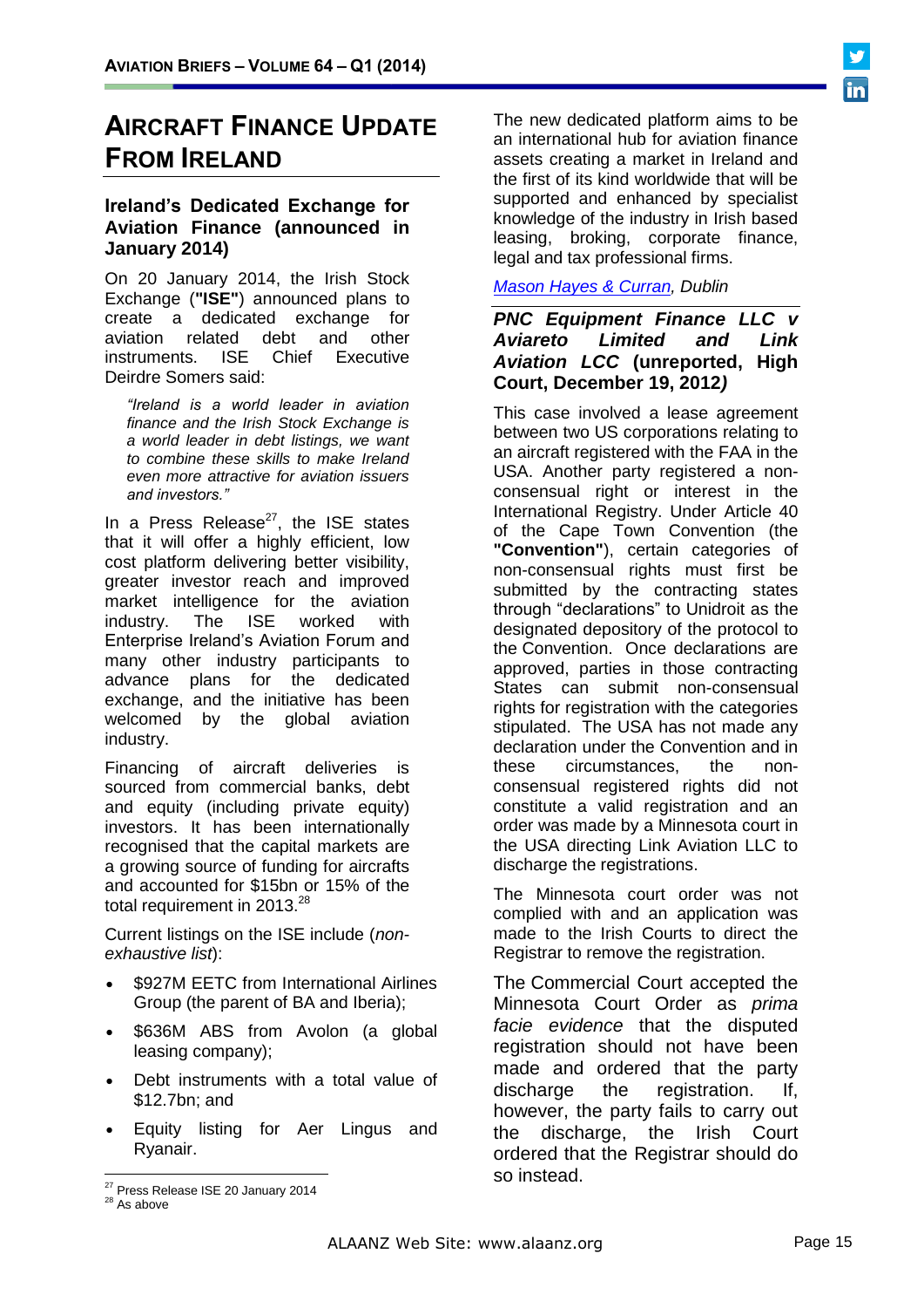# AIRCRAFT FINANCE UPDATE FROM IRELAND

## Ireland's Dedicated Exchange for Aviation Finance (announced in January 2014)

On 20 January 2014, the Irish Stock Exchange (**"ISE"**) announced plans to create a dedicated exchange for aviation related debt and other instruments. ISE Chief Executive Deirdre Somers said:

> *"Ireland is a world leader in aviation finance and the Irish Stock Exchange is a world leader in debt listings, we want to combine these skills to make Ireland even more attractive for aviation issuers and investors."*

In a Press Release[27], the ISE states that it will offer a highly efficient, low cost platform delivering better visibility, greater investor reach and improved market intelligence for the aviation industry. The ISE worked with Enterprise Ireland's Aviation Forum and many other industry participants to advance plans for the dedicated exchange, and the initiative has been welcomed by the global aviation industry.

Financing of aircraft deliveries is sourced from commercial banks, debt and equity (including private equity) investors. It has been internationally recognised that the capital markets are a growing source of funding for aircrafts and accounted for $15bn or 15% of the total requirement in 2013.[28]

Current listings on the ISE include (*non-exhaustive list*):

- $927M EETC from International Airlines Group (the parent of BA and Iberia);
- $636M ABS from Avolon (a global leasing company);
- Debt instruments with a total value of $12.7bn; and
- Equity listing for Aer Lingus and Ryanair.

The new dedicated platform aims to be an international hub for aviation finance assets creating a market in Ireland and the first of its kind worldwide that will be supported and enhanced by specialist knowledge of the industry in Irish based leasing, broking, corporate finance, legal and tax professional firms.

*Mason Hayes & Curran, Dublin*

## *PNC Equipment Finance LLC v Aviareto Limited and Link Aviation LCC* (unreported, High Court, December 19, 2012*)*

This case involved a lease agreement between two US corporations relating to an aircraft registered with the FAA in the USA. Another party registered a non-consensual right or interest in the International Registry. Under Article 40 of the Cape Town Convention (the **"Convention"**), certain categories of non-consensual rights must first be submitted by the contracting states through "declarations" to Unidroit as the designated depository of the protocol to the Convention. Once declarations are approved, parties in those contracting States can submit non-consensual rights for registration with the categories stipulated. The USA has not made any declaration under the Convention and in these circumstances, the non-consensual registered rights did not constitute a valid registration and an order was made by a Minnesota court in the USA directing Link Aviation LLC to discharge the registrations.

The Minnesota court order was not complied with and an application was made to the Irish Courts to direct the Registrar to remove the registration.

The Commercial Court accepted the Minnesota Court Order as *prima facie evidence* that the disputed registration should not have been made and ordered that the party discharge the registration. If, however, the party fails to carry out the discharge, the Irish Court ordered that the Registrar should do so instead.

---

[27] Press Release ISE 20 January 2014

[28] As above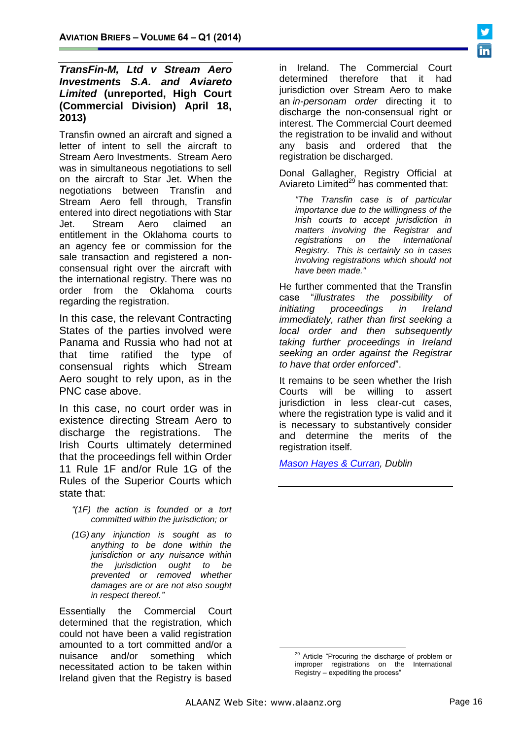**_TransFin-M, Ltd v Stream Aero Investments S.A. and Aviareto Limited_ (unreported, High Court (Commercial Division) April 18, 2013)**

Transfin owned an aircraft and signed a letter of intent to sell the aircraft to Stream Aero Investments. Stream Aero was in simultaneous negotiations to sell on the aircraft to Star Jet. When the negotiations between Transfin and Stream Aero fell through, Transfin entered into direct negotiations with Star Jet. Stream Aero claimed an entitlement in the Oklahoma courts to an agency fee or commission for the sale transaction and registered a non-consensual right over the aircraft with the international registry. There was no order from the Oklahoma courts regarding the registration.

In this case, the relevant Contracting States of the parties involved were Panama and Russia who had not at that time ratified the type of consensual rights which Stream Aero sought to rely upon, as in the PNC case above.

In this case, no court order was in existence directing Stream Aero to discharge the registrations. The Irish Courts ultimately determined that the proceedings fell within Order 11 Rule 1F and/or Rule 1G of the Rules of the Superior Courts which state that:

> *"(1F) the action is founded or a tort committed within the jurisdiction; or*
>
> *(1G) any injunction is sought as to anything to be done within the jurisdiction or any nuisance within the jurisdiction ought to be prevented or removed whether damages are or are not also sought in respect thereof."*

Essentially the Commercial Court determined that the registration, which could not have been a valid registration amounted to a tort committed and/or a nuisance and/or something which necessitated action to be taken within Ireland given that the Registry is based in Ireland. The Commercial Court determined therefore that it had jurisdiction over Stream Aero to make an *in-personam order* directing it to discharge the non-consensual right or interest. The Commercial Court deemed the registration to be invalid and without any basis and ordered that the registration be discharged.

Donal Gallagher, Registry Official at Aviareto Limited[29] has commented that:

> *"The Transfin case is of particular importance due to the willingness of the Irish courts to accept jurisdiction in matters involving the Registrar and registrations on the International Registry. This is certainly so in cases involving registrations which should not have been made."*

He further commented that the Transfin case "*illustrates the possibility of initiating proceedings in Ireland immediately, rather than first seeking a local order and then subsequently taking further proceedings in Ireland seeking an order against the Registrar to have that order enforced*".

It remains to be seen whether the Irish Courts will be willing to assert jurisdiction in less clear-cut cases, where the registration type is valid and it is necessary to substantively consider and determine the merits of the registration itself.

*Mason Hayes & Curran, Dublin*

---

[29] Article "Procuring the discharge of problem or improper registrations on the International Registry – expediting the process"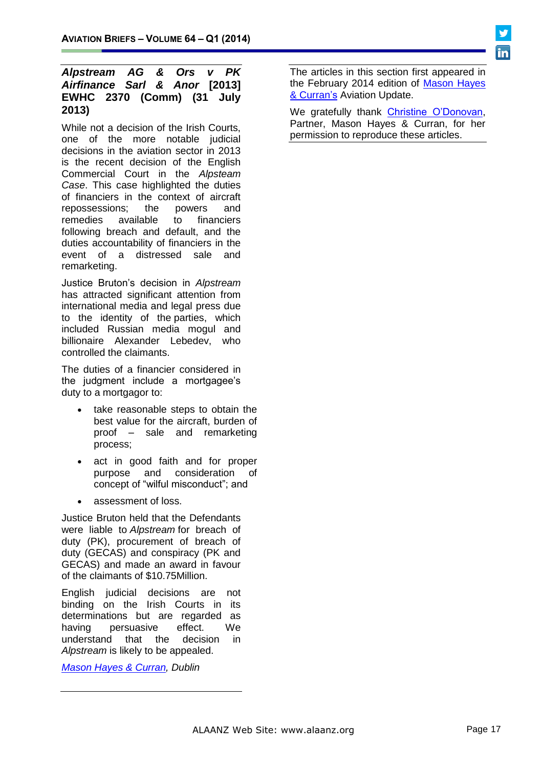### *Alpstream AG & Ors v PK Airfinance Sarl & Anor* [2013] EWHC 2370 (Comm) (31 July 2013)

While not a decision of the Irish Courts, one of the more notable judicial decisions in the aviation sector in 2013 is the recent decision of the English Commercial Court in the *Alpsteam Case*. This case highlighted the duties of financiers in the context of aircraft repossessions; the powers and remedies available to financiers following breach and default, and the duties accountability of financiers in the event of a distressed sale and remarketing.

Justice Bruton's decision in *Alpstream* has attracted significant attention from international media and legal press due to the identity of the parties, which included Russian media mogul and billionaire Alexander Lebedev, who controlled the claimants.

The duties of a financier considered in the judgment include a mortgagee's duty to a mortgagor to:

- take reasonable steps to obtain the best value for the aircraft, burden of proof – sale and remarketing process;
- act in good faith and for proper purpose and consideration of concept of "wilful misconduct"; and
- assessment of loss.

Justice Bruton held that the Defendants were liable to *Alpstream* for breach of duty (PK), procurement of breach of duty (GECAS) and conspiracy (PK and GECAS) and made an award in favour of the claimants of $10.75Million.

English judicial decisions are not binding on the Irish Courts in its determinations but are regarded as having persuasive effect. We understand that the decision in *Alpstream* is likely to be appealed.

*Mason Hayes & Curran, Dublin*

---

The articles in this section first appeared in the February 2014 edition of Mason Hayes & Curran's Aviation Update.

We gratefully thank Christine O'Donovan, Partner, Mason Hayes & Curran, for her permission to reproduce these articles.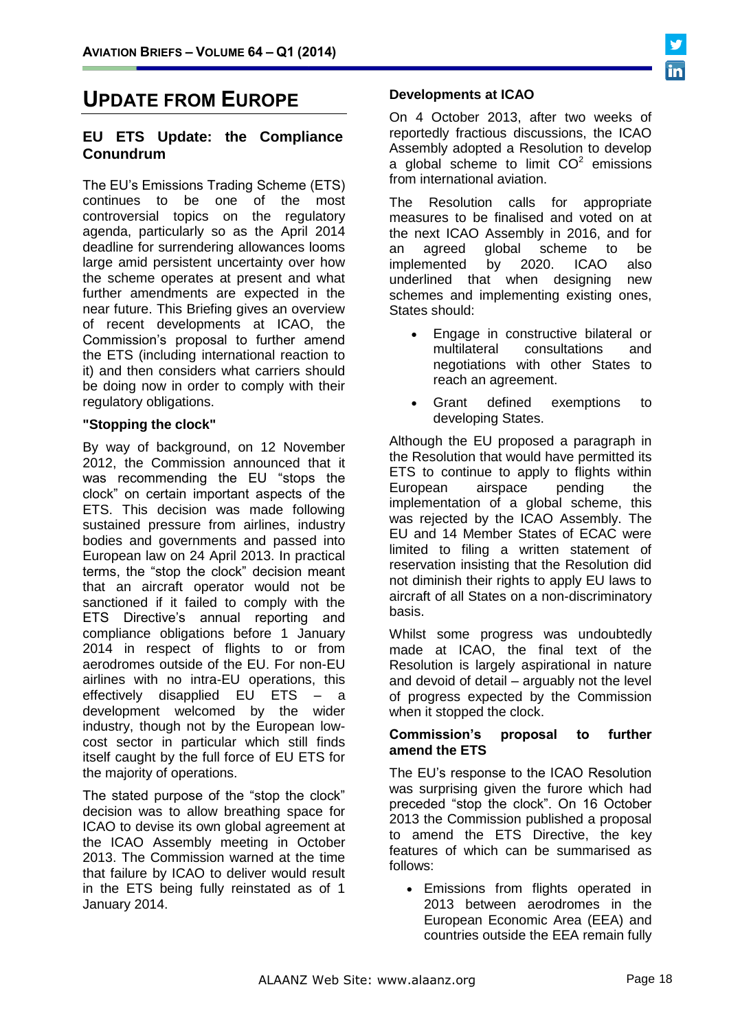# UPDATE FROM EUROPE

## EU ETS Update: the Compliance Conundrum

The EU's Emissions Trading Scheme (ETS) continues to be one of the most controversial topics on the regulatory agenda, particularly so as the April 2014 deadline for surrendering allowances looms large amid persistent uncertainty over how the scheme operates at present and what further amendments are expected in the near future. This Briefing gives an overview of recent developments at ICAO, the Commission's proposal to further amend the ETS (including international reaction to it) and then considers what carriers should be doing now in order to comply with their regulatory obligations.

### "Stopping the clock"

By way of background, on 12 November 2012, the Commission announced that it was recommending the EU "stops the clock" on certain important aspects of the ETS. This decision was made following sustained pressure from airlines, industry bodies and governments and passed into European law on 24 April 2013. In practical terms, the "stop the clock" decision meant that an aircraft operator would not be sanctioned if it failed to comply with the ETS Directive's annual reporting and compliance obligations before 1 January 2014 in respect of flights to or from aerodromes outside of the EU. For non-EU airlines with no intra-EU operations, this effectively disapplied EU ETS – a development welcomed by the wider industry, though not by the European low-cost sector in particular which still finds itself caught by the full force of EU ETS for the majority of operations.

The stated purpose of the "stop the clock" decision was to allow breathing space for ICAO to devise its own global agreement at the ICAO Assembly meeting in October 2013. The Commission warned at the time that failure by ICAO to deliver would result in the ETS being fully reinstated as of 1 January 2014.

### Developments at ICAO

On 4 October 2013, after two weeks of reportedly fractious discussions, the ICAO Assembly adopted a Resolution to develop a global scheme to limit $CO^2$ emissions from international aviation.

The Resolution calls for appropriate measures to be finalised and voted on at the next ICAO Assembly in 2016, and for an agreed global scheme to be implemented by 2020. ICAO also underlined that when designing new schemes and implementing existing ones, States should:

- Engage in constructive bilateral or multilateral consultations and negotiations with other States to reach an agreement.
- Grant defined exemptions to developing States.

Although the EU proposed a paragraph in the Resolution that would have permitted its ETS to continue to apply to flights within European airspace pending the implementation of a global scheme, this was rejected by the ICAO Assembly. The EU and 14 Member States of ECAC were limited to filing a written statement of reservation insisting that the Resolution did not diminish their rights to apply EU laws to aircraft of all States on a non-discriminatory basis.

Whilst some progress was undoubtedly made at ICAO, the final text of the Resolution is largely aspirational in nature and devoid of detail – arguably not the level of progress expected by the Commission when it stopped the clock.

### Commission's proposal to further amend the ETS

The EU's response to the ICAO Resolution was surprising given the furore which had preceded "stop the clock". On 16 October 2013 the Commission published a proposal to amend the ETS Directive, the key features of which can be summarised as follows:

- Emissions from flights operated in 2013 between aerodromes in the European Economic Area (EEA) and countries outside the EEA remain fully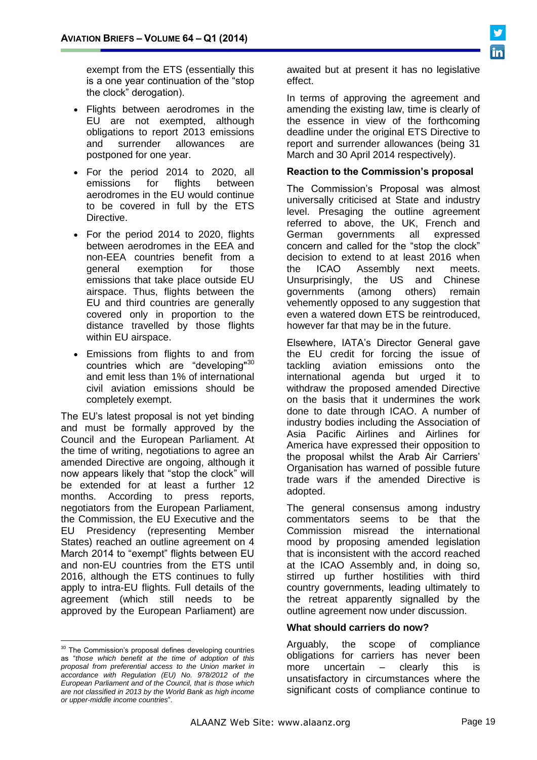exempt from the ETS (essentially this is a one year continuation of the "stop the clock" derogation).

- Flights between aerodromes in the EU are not exempted, although obligations to report 2013 emissions and surrender allowances are postponed for one year.
- For the period 2014 to 2020, all emissions for flights between aerodromes in the EU would continue to be covered in full by the ETS Directive.
- For the period 2014 to 2020, flights between aerodromes in the EEA and non-EEA countries benefit from a general exemption for those emissions that take place outside EU airspace. Thus, flights between the EU and third countries are generally covered only in proportion to the distance travelled by those flights within EU airspace.
- Emissions from flights to and from countries which are "developing"[30] and emit less than 1% of international civil aviation emissions should be completely exempt.

The EU's latest proposal is not yet binding and must be formally approved by the Council and the European Parliament. At the time of writing, negotiations to agree an amended Directive are ongoing, although it now appears likely that "stop the clock" will be extended for at least a further 12 months. According to press reports, negotiators from the European Parliament, the Commission, the EU Executive and the EU Presidency (representing Member States) reached an outline agreement on 4 March 2014 to "exempt" flights between EU and non-EU countries from the ETS until 2016, although the ETS continues to fully apply to intra-EU flights. Full details of the agreement (which still needs to be approved by the European Parliament) are awaited but at present it has no legislative effect.

In terms of approving the agreement and amending the existing law, time is clearly of the essence in view of the forthcoming deadline under the original ETS Directive to report and surrender allowances (being 31 March and 30 April 2014 respectively).

**Reaction to the Commission's proposal**

The Commission's Proposal was almost universally criticised at State and industry level. Presaging the outline agreement referred to above, the UK, French and German governments all expressed concern and called for the "stop the clock" decision to extend to at least 2016 when the ICAO Assembly next meets. Unsurprisingly, the US and Chinese governments (among others) remain vehemently opposed to any suggestion that even a watered down ETS be reintroduced, however far that may be in the future.

Elsewhere, IATA's Director General gave the EU credit for forcing the issue of tackling aviation emissions onto the international agenda but urged it to withdraw the proposed amended Directive on the basis that it undermines the work done to date through ICAO. A number of industry bodies including the Association of Asia Pacific Airlines and Airlines for America have expressed their opposition to the proposal whilst the Arab Air Carriers' Organisation has warned of possible future trade wars if the amended Directive is adopted.

The general consensus among industry commentators seems to be that the Commission misread the international mood by proposing amended legislation that is inconsistent with the accord reached at the ICAO Assembly and, in doing so, stirred up further hostilities with third country governments, leading ultimately to the retreat apparently signalled by the outline agreement now under discussion.

**What should carriers do now?**

Arguably, the scope of compliance obligations for carriers has never been more uncertain – clearly this is unsatisfactory in circumstances where the significant costs of compliance continue to

---

[30] The Commission's proposal defines developing countries as "*those which benefit at the time of adoption of this proposal from preferential access to the Union market in accordance with Regulation (EU) No. 978/2012 of the European Parliament and of the Council, that is those which are not classified in 2013 by the World Bank as high income or upper-middle income countries*".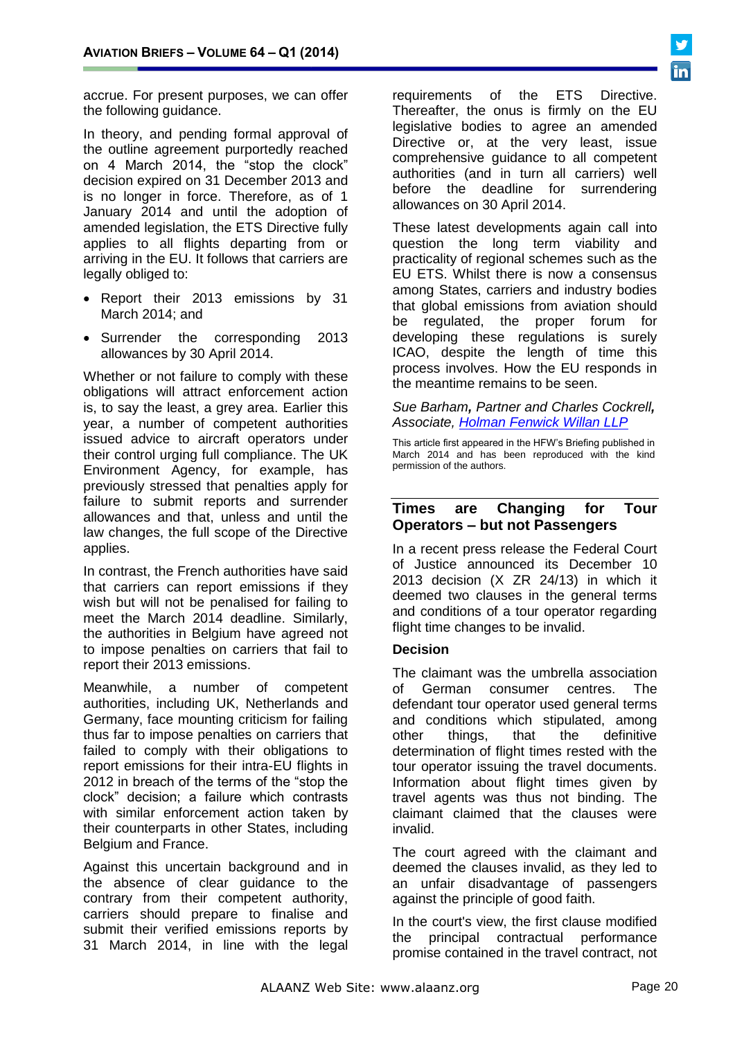accrue. For present purposes, we can offer the following guidance.

In theory, and pending formal approval of the outline agreement purportedly reached on 4 March 2014, the "stop the clock" decision expired on 31 December 2013 and is no longer in force. Therefore, as of 1 January 2014 and until the adoption of amended legislation, the ETS Directive fully applies to all flights departing from or arriving in the EU. It follows that carriers are legally obliged to:

- Report their 2013 emissions by 31 March 2014; and
- Surrender the corresponding 2013 allowances by 30 April 2014.

Whether or not failure to comply with these obligations will attract enforcement action is, to say the least, a grey area. Earlier this year, a number of competent authorities issued advice to aircraft operators under their control urging full compliance. The UK Environment Agency, for example, has previously stressed that penalties apply for failure to submit reports and surrender allowances and that, unless and until the law changes, the full scope of the Directive applies.

In contrast, the French authorities have said that carriers can report emissions if they wish but will not be penalised for failing to meet the March 2014 deadline. Similarly, the authorities in Belgium have agreed not to impose penalties on carriers that fail to report their 2013 emissions.

Meanwhile, a number of competent authorities, including UK, Netherlands and Germany, face mounting criticism for failing thus far to impose penalties on carriers that failed to comply with their obligations to report emissions for their intra-EU flights in 2012 in breach of the terms of the "stop the clock" decision; a failure which contrasts with similar enforcement action taken by their counterparts in other States, including Belgium and France.

Against this uncertain background and in the absence of clear guidance to the contrary from their competent authority, carriers should prepare to finalise and submit their verified emissions reports by 31 March 2014, in line with the legal requirements of the ETS Directive. Thereafter, the onus is firmly on the EU legislative bodies to agree an amended Directive or, at the very least, issue comprehensive guidance to all competent authorities (and in turn all carriers) well before the deadline for surrendering allowances on 30 April 2014.

These latest developments again call into question the long term viability and practicality of regional schemes such as the EU ETS. Whilst there is now a consensus among States, carriers and industry bodies that global emissions from aviation should be regulated, the proper forum for developing these regulations is surely ICAO, despite the length of time this process involves. How the EU responds in the meantime remains to be seen.

*Sue Barham, Partner and Charles Cockrell, Associate, Holman Fenwick Willan LLP*

This article first appeared in the HFW's Briefing published in March 2014 and has been reproduced with the kind permission of the authors.

## Times are Changing for Tour Operators – but not Passengers

In a recent press release the Federal Court of Justice announced its December 10 2013 decision (X ZR 24/13) in which it deemed two clauses in the general terms and conditions of a tour operator regarding flight time changes to be invalid.

### Decision

The claimant was the umbrella association of German consumer centres. The defendant tour operator used general terms and conditions which stipulated, among other things, that the definitive determination of flight times rested with the tour operator issuing the travel documents. Information about flight times given by travel agents was thus not binding. The claimant claimed that the clauses were invalid.

The court agreed with the claimant and deemed the clauses invalid, as they led to an unfair disadvantage of passengers against the principle of good faith.

In the court's view, the first clause modified the principal contractual performance promise contained in the travel contract, not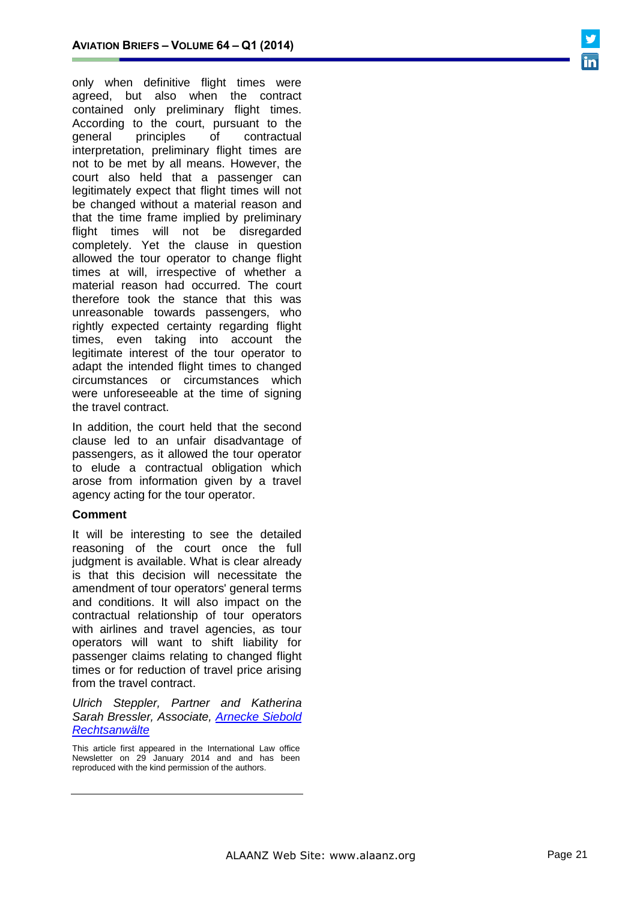only when definitive flight times were agreed, but also when the contract contained only preliminary flight times. According to the court, pursuant to the general principles of contractual interpretation, preliminary flight times are not to be met by all means. However, the court also held that a passenger can legitimately expect that flight times will not be changed without a material reason and that the time frame implied by preliminary flight times will not be disregarded completely. Yet the clause in question allowed the tour operator to change flight times at will, irrespective of whether a material reason had occurred. The court therefore took the stance that this was unreasonable towards passengers, who rightly expected certainty regarding flight times, even taking into account the legitimate interest of the tour operator to adapt the intended flight times to changed circumstances or circumstances which were unforeseeable at the time of signing the travel contract.

In addition, the court held that the second clause led to an unfair disadvantage of passengers, as it allowed the tour operator to elude a contractual obligation which arose from information given by a travel agency acting for the tour operator.

**Comment**

It will be interesting to see the detailed reasoning of the court once the full judgment is available. What is clear already is that this decision will necessitate the amendment of tour operators' general terms and conditions. It will also impact on the contractual relationship of tour operators with airlines and travel agencies, as tour operators will want to shift liability for passenger claims relating to changed flight times or for reduction of travel price arising from the travel contract.

*Ulrich Steppler, Partner and Katherina Sarah Bressler, Associate, Arnecke Siebold Rechtsanwälte*

This article first appeared in the International Law office Newsletter on 29 January 2014 and and has been reproduced with the kind permission of the authors.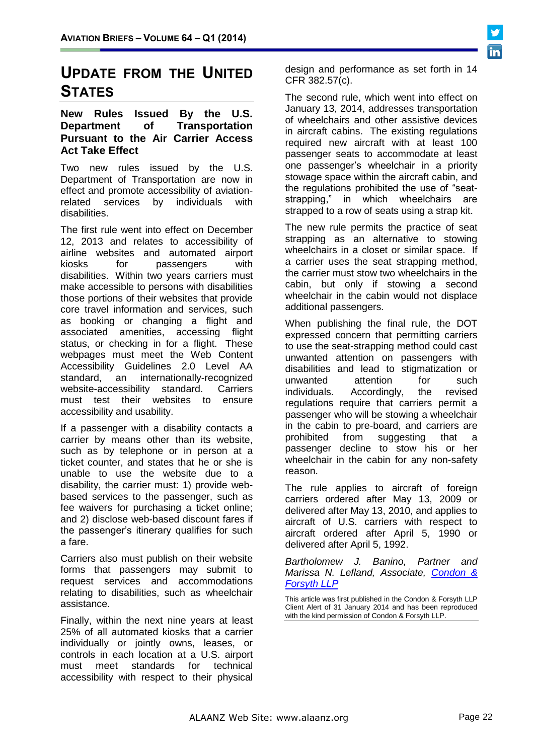# Update from the United States

## New Rules Issued By the U.S. Department of Transportation Pursuant to the Air Carrier Access Act Take Effect

Two new rules issued by the U.S. Department of Transportation are now in effect and promote accessibility of aviation-related services by individuals with disabilities.

The first rule went into effect on December 12, 2013 and relates to accessibility of airline websites and automated airport kiosks for passengers with disabilities. Within two years carriers must make accessible to persons with disabilities those portions of their websites that provide core travel information and services, such as booking or changing a flight and associated amenities, accessing flight status, or checking in for a flight. These webpages must meet the Web Content Accessibility Guidelines 2.0 Level AA standard, an internationally-recognized website-accessibility standard. Carriers must test their websites to ensure accessibility and usability.

If a passenger with a disability contacts a carrier by means other than its website, such as by telephone or in person at a ticket counter, and states that he or she is unable to use the website due to a disability, the carrier must: 1) provide web-based services to the passenger, such as fee waivers for purchasing a ticket online; and 2) disclose web-based discount fares if the passenger's itinerary qualifies for such a fare.

Carriers also must publish on their website forms that passengers may submit to request services and accommodations relating to disabilities, such as wheelchair assistance.

Finally, within the next nine years at least 25% of all automated kiosks that a carrier individually or jointly owns, leases, or controls in each location at a U.S. airport must meet standards for technical accessibility with respect to their physical design and performance as set forth in 14 CFR 382.57(c).

The second rule, which went into effect on January 13, 2014, addresses transportation of wheelchairs and other assistive devices in aircraft cabins. The existing regulations required new aircraft with at least 100 passenger seats to accommodate at least one passenger's wheelchair in a priority stowage space within the aircraft cabin, and the regulations prohibited the use of "seat-strapping," in which wheelchairs are strapped to a row of seats using a strap kit.

The new rule permits the practice of seat strapping as an alternative to stowing wheelchairs in a closet or similar space. If a carrier uses the seat strapping method, the carrier must stow two wheelchairs in the cabin, but only if stowing a second wheelchair in the cabin would not displace additional passengers.

When publishing the final rule, the DOT expressed concern that permitting carriers to use the seat-strapping method could cast unwanted attention on passengers with disabilities and lead to stigmatization or unwanted attention for such individuals. Accordingly, the revised regulations require that carriers permit a passenger who will be stowing a wheelchair in the cabin to pre-board, and carriers are prohibited from suggesting that a passenger decline to stow his or her wheelchair in the cabin for any non-safety reason.

The rule applies to aircraft of foreign carriers ordered after May 13, 2009 or delivered after May 13, 2010, and applies to aircraft of U.S. carriers with respect to aircraft ordered after April 5, 1990 or delivered after April 5, 1992.

*Bartholomew J. Banino, Partner and Marissa N. Lefland, Associate, Condon & Forsyth LLP*

This article was first published in the Condon & Forsyth LLP Client Alert of 31 January 2014 and has been reproduced with the kind permission of Condon & Forsyth LLP.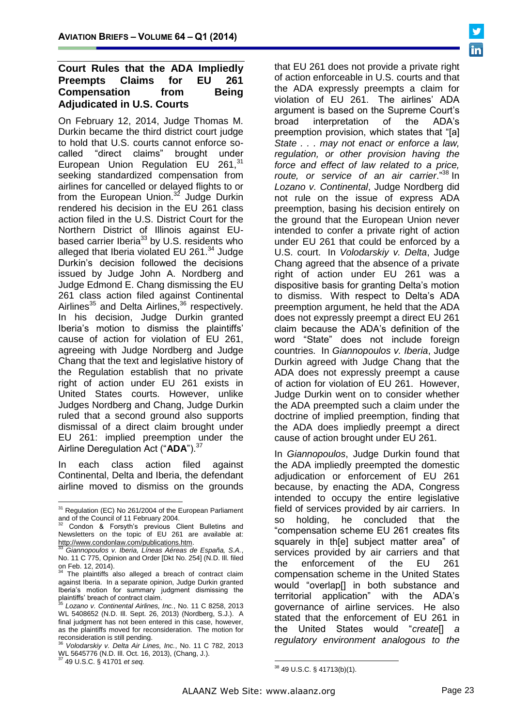## Court Rules that the ADA Impliedly Preempts Claims for EU 261 Compensation from Being Adjudicated in U.S. Courts

On February 12, 2014, Judge Thomas M. Durkin became the third district court judge to hold that U.S. courts cannot enforce so-called "direct claims" brought under European Union Regulation EU 261,[31] seeking standardized compensation from airlines for cancelled or delayed flights to or from the European Union.[32] Judge Durkin rendered his decision in the EU 261 class action filed in the U.S. District Court for the Northern District of Illinois against EU-based carrier Iberia[33] by U.S. residents who alleged that Iberia violated EU 261.[34] Judge Durkin's decision followed the decisions issued by Judge John A. Nordberg and Judge Edmond E. Chang dismissing the EU 261 class action filed against Continental Airlines[35] and Delta Airlines,[36] respectively. In his decision, Judge Durkin granted Iberia's motion to dismiss the plaintiffs' cause of action for violation of EU 261, agreeing with Judge Nordberg and Judge Chang that the text and legislative history of the Regulation establish that no private right of action under EU 261 exists in United States courts. However, unlike Judges Nordberg and Chang, Judge Durkin ruled that a second ground also supports dismissal of a direct claim brought under EU 261: implied preemption under the Airline Deregulation Act ("**ADA**").[37]

In each class action filed against Continental, Delta and Iberia, the defendant airline moved to dismiss on the grounds that EU 261 does not provide a private right of action enforceable in U.S. courts and that the ADA expressly preempts a claim for violation of EU 261. The airlines' ADA argument is based on the Supreme Court's broad interpretation of the ADA's preemption provision, which states that "[a] *State . . . may not enact or enforce a law, regulation, or other provision having the force and effect of law related to a price, route, or service of an air carrier*."[38] In *Lozano v. Continental*, Judge Nordberg did not rule on the issue of express ADA preemption, basing his decision entirely on the ground that the European Union never intended to confer a private right of action under EU 261 that could be enforced by a U.S. court. In *Volodarskiy v. Delta*, Judge Chang agreed that the absence of a private right of action under EU 261 was a dispositive basis for granting Delta's motion to dismiss. With respect to Delta's ADA preemption argument, he held that the ADA does not expressly preempt a direct EU 261 claim because the ADA's definition of the word "State" does not include foreign countries. In *Giannopoulos v. Iberia*, Judge Durkin agreed with Judge Chang that the ADA does not expressly preempt a cause of action for violation of EU 261. However, Judge Durkin went on to consider whether the ADA preempted such a claim under the doctrine of implied preemption, finding that the ADA does impliedly preempt a direct cause of action brought under EU 261.

In *Giannopoulos*, Judge Durkin found that the ADA impliedly preempted the domestic adjudication or enforcement of EU 261 because, by enacting the ADA, Congress intended to occupy the entire legislative field of services provided by air carriers. In so holding, he concluded that the "compensation scheme EU 261 creates fits squarely in th[e] subject matter area" of services provided by air carriers and that the enforcement of the EU 261 compensation scheme in the United States would "overlap[] in both substance and territorial application" with the ADA's governance of airline services. He also stated that the enforcement of EU 261 in the United States would "*create*[] *a regulatory environment analogous to the*

---

[31] Regulation (EC) No 261/2004 of the European Parliament and of the Council of 11 February 2004.

[32] Condon & Forsyth's previous Client Bulletins and Newsletters on the topic of EU 261 are available at: http://www.condonlaw.com/publications.htm.

[33] *Giannopoulos v. Iberia, Líneas Aéreas de España, S.A.*, No. 11 C 775, Opinion and Order [Dkt No. 254] (N.D. Ill. filed on Feb. 12, 2014).

[34] The plaintiffs also alleged a breach of contract claim against Iberia. In a separate opinion, Judge Durkin granted Iberia's motion for summary judgment dismissing the plaintiffs' breach of contract claim.

[35] *Lozano v. Continental Airlines, Inc.*, No. 11 C 8258, 2013 WL 5408652 (N.D. Ill. Sept. 26, 2013) (Nordberg, S.J.). A final judgment has not been entered in this case, however, as the plaintiffs moved for reconsideration. The motion for reconsideration is still pending.

[36] *Volodarskiy v. Delta Air Lines, Inc.*, No. 11 C 782, 2013 WL 5645776 (N.D. Ill. Oct. 16, 2013), (Chang, J.).

[37] 49 U.S.C. § 41701 *et seq.*

[38] 49 U.S.C. § 41713(b)(1).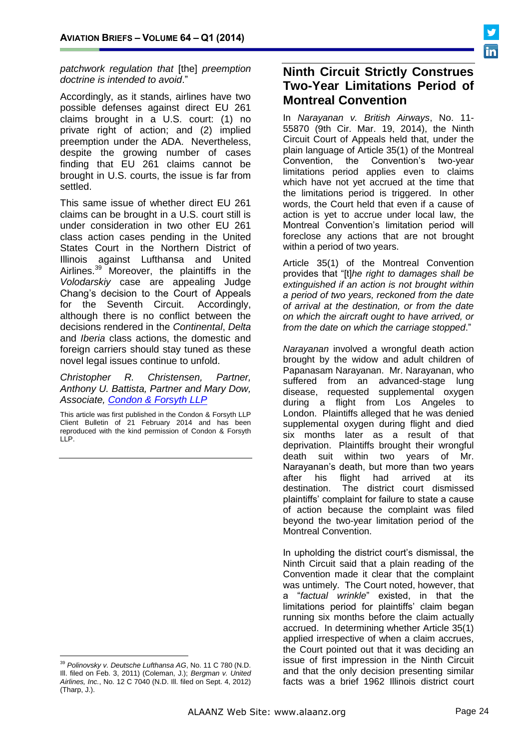*patchwork regulation that* [the] *preemption doctrine is intended to avoid*."

Accordingly, as it stands, airlines have two possible defenses against direct EU 261 claims brought in a U.S. court: (1) no private right of action; and (2) implied preemption under the ADA. Nevertheless, despite the growing number of cases finding that EU 261 claims cannot be brought in U.S. courts, the issue is far from settled.

This same issue of whether direct EU 261 claims can be brought in a U.S. court still is under consideration in two other EU 261 class action cases pending in the United States Court in the Northern District of Illinois against Lufthansa and United Airlines.[39] Moreover, the plaintiffs in the *Volodarskiy* case are appealing Judge Chang's decision to the Court of Appeals for the Seventh Circuit. Accordingly, although there is no conflict between the decisions rendered in the *Continental*, *Delta* and *Iberia* class actions, the domestic and foreign carriers should stay tuned as these novel legal issues continue to unfold.

*Christopher R. Christensen, Partner, Anthony U. Battista, Partner and Mary Dow, Associate, Condon & Forsyth LLP*

This article was first published in the Condon & Forsyth LLP Client Bulletin of 21 February 2014 and has been reproduced with the kind permission of Condon & Forsyth LLP.

## Ninth Circuit Strictly Construes Two-Year Limitations Period of Montreal Convention

In *Narayanan v. British Airways*, No. 11-55870 (9th Cir. Mar. 19, 2014), the Ninth Circuit Court of Appeals held that, under the plain language of Article 35(1) of the Montreal Convention, the Convention's two-year limitations period applies even to claims which have not yet accrued at the time that the limitations period is triggered. In other words, the Court held that even if a cause of action is yet to accrue under local law, the Montreal Convention's limitation period will foreclose any actions that are not brought within a period of two years.

Article 35(1) of the Montreal Convention provides that "[t]*he right to damages shall be extinguished if an action is not brought within a period of two years, reckoned from the date of arrival at the destination, or from the date on which the aircraft ought to have arrived, or from the date on which the carriage stopped*."

*Narayanan* involved a wrongful death action brought by the widow and adult children of Papanasam Narayanan. Mr. Narayanan, who suffered from an advanced-stage lung disease, requested supplemental oxygen during a flight from Los Angeles to London. Plaintiffs alleged that he was denied supplemental oxygen during flight and died six months later as a result of that deprivation. Plaintiffs brought their wrongful death suit within two years of Mr. Narayanan's death, but more than two years after his flight had arrived at its destination. The district court dismissed plaintiffs' complaint for failure to state a cause of action because the complaint was filed beyond the two-year limitation period of the Montreal Convention.

In upholding the district court's dismissal, the Ninth Circuit said that a plain reading of the Convention made it clear that the complaint was untimely. The Court noted, however, that a "*factual wrinkle*" existed, in that the limitations period for plaintiffs' claim began running six months before the claim actually accrued. In determining whether Article 35(1) applied irrespective of when a claim accrues, the Court pointed out that it was deciding an issue of first impression in the Ninth Circuit and that the only decision presenting similar facts was a brief 1962 Illinois district court

---

[39] *Polinovsky v. Deutsche Lufthansa AG*, No. 11 C 780 (N.D. Ill. filed on Feb. 3, 2011) (Coleman, J.); *Bergman v. United Airlines, Inc.*, No. 12 C 7040 (N.D. Ill. filed on Sept. 4, 2012) (Tharp, J.).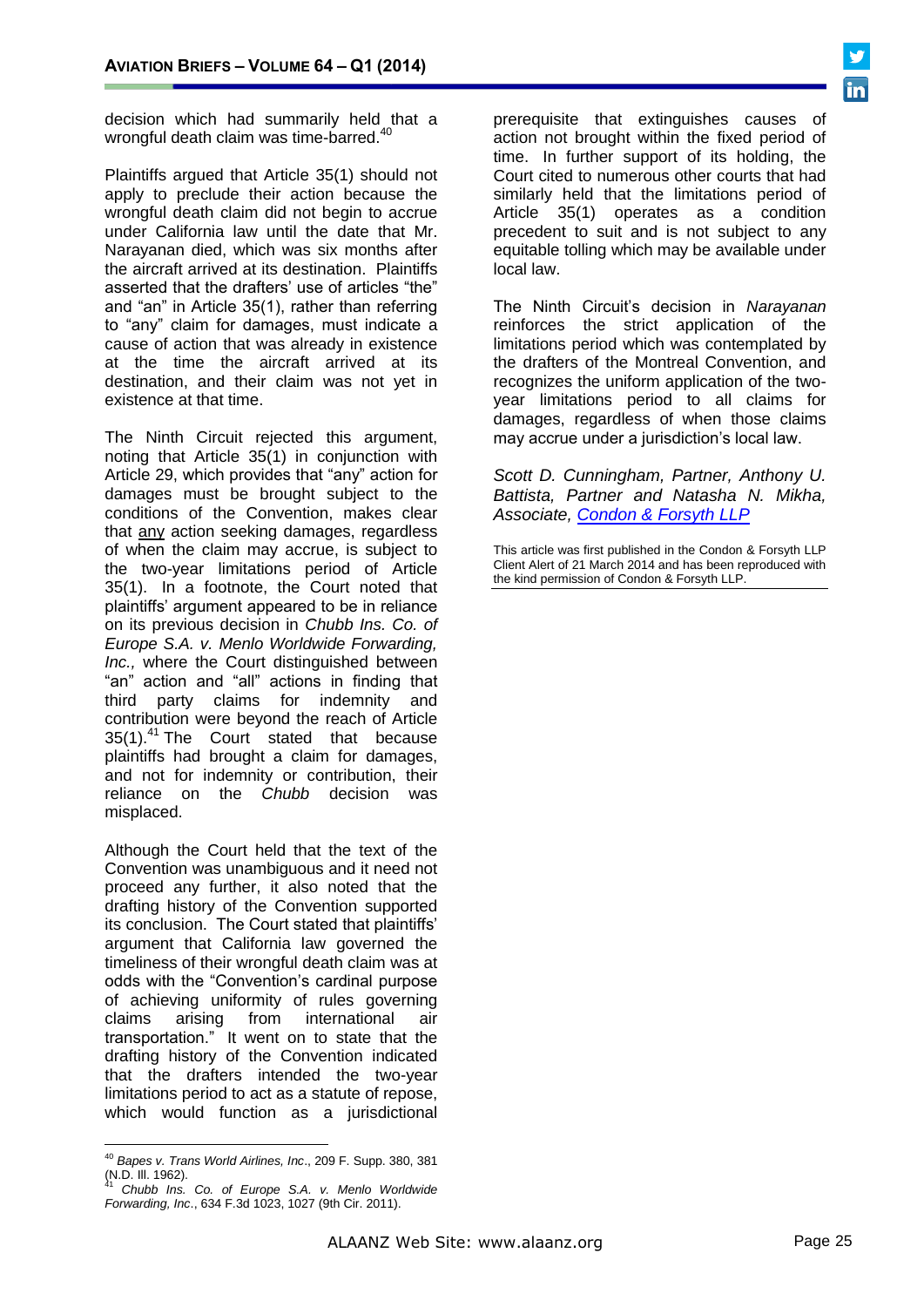decision which had summarily held that a wrongful death claim was time-barred.[40]

Plaintiffs argued that Article 35(1) should not apply to preclude their action because the wrongful death claim did not begin to accrue under California law until the date that Mr. Narayanan died, which was six months after the aircraft arrived at its destination. Plaintiffs asserted that the drafters' use of articles "the" and "an" in Article 35(1), rather than referring to "any" claim for damages, must indicate a cause of action that was already in existence at the time the aircraft arrived at its destination, and their claim was not yet in existence at that time.

The Ninth Circuit rejected this argument, noting that Article 35(1) in conjunction with Article 29, which provides that "any" action for damages must be brought subject to the conditions of the Convention, makes clear that <u>any</u> action seeking damages, regardless of when the claim may accrue, is subject to the two-year limitations period of Article 35(1). In a footnote, the Court noted that plaintiffs' argument appeared to be in reliance on its previous decision in *Chubb Ins. Co. of Europe S.A. v. Menlo Worldwide Forwarding, Inc.,* where the Court distinguished between "an" action and "all" actions in finding that third party claims for indemnity and contribution were beyond the reach of Article 35(1).[41] The Court stated that because plaintiffs had brought a claim for damages, and not for indemnity or contribution, their reliance on the *Chubb* decision was misplaced.

Although the Court held that the text of the Convention was unambiguous and it need not proceed any further, it also noted that the drafting history of the Convention supported its conclusion. The Court stated that plaintiffs' argument that California law governed the timeliness of their wrongful death claim was at odds with the "Convention's cardinal purpose of achieving uniformity of rules governing claims arising from international air transportation." It went on to state that the drafting history of the Convention indicated that the drafters intended the two-year limitations period to act as a statute of repose, which would function as a jurisdictional prerequisite that extinguishes causes of action not brought within the fixed period of time. In further support of its holding, the Court cited to numerous other courts that had similarly held that the limitations period of Article 35(1) operates as a condition precedent to suit and is not subject to any equitable tolling which may be available under local law.

The Ninth Circuit's decision in *Narayanan* reinforces the strict application of the limitations period which was contemplated by the drafters of the Montreal Convention, and recognizes the uniform application of the two-year limitations period to all claims for damages, regardless of when those claims may accrue under a jurisdiction's local law.

*Scott D. Cunningham, Partner, Anthony U. Battista, Partner and Natasha N. Mikha, Associate, Condon & Forsyth LLP*

This article was first published in the Condon & Forsyth LLP Client Alert of 21 March 2014 and has been reproduced with the kind permission of Condon & Forsyth LLP.

---

[40] *Bapes v. Trans World Airlines, Inc*., 209 F. Supp. 380, 381 (N.D. Ill. 1962).

[41] *Chubb Ins. Co. of Europe S.A. v. Menlo Worldwide Forwarding, Inc*., 634 F.3d 1023, 1027 (9th Cir. 2011).